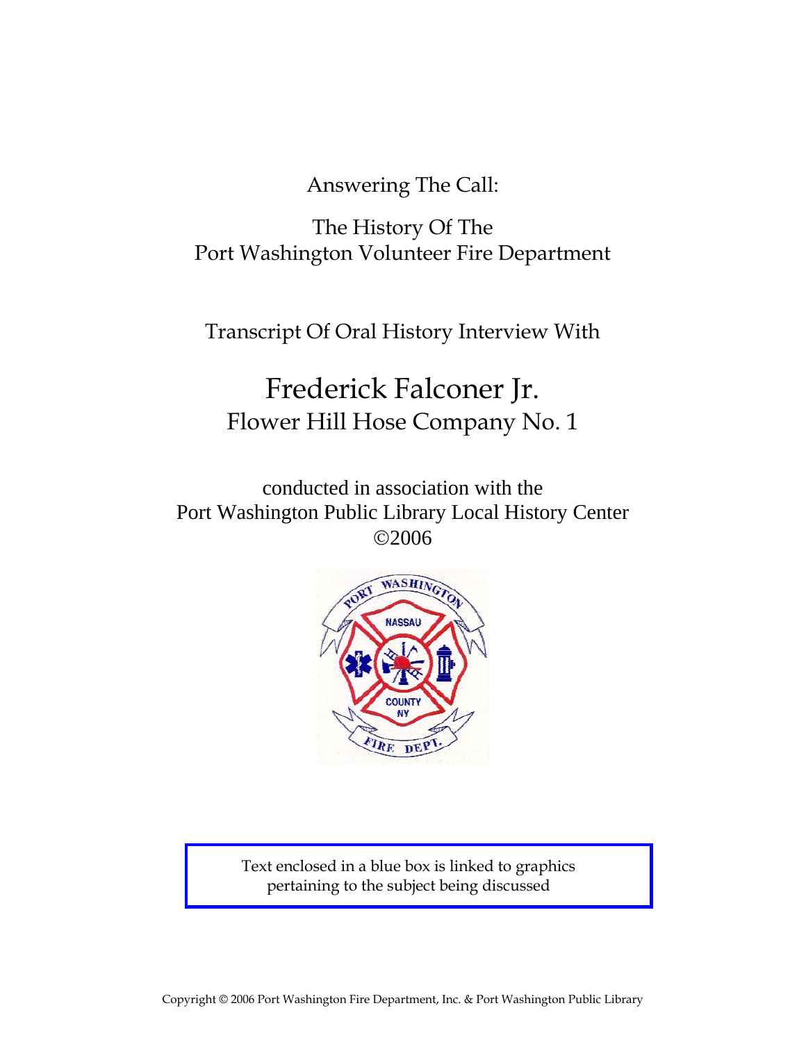Answering The Call:

The History Of The
Port Washington Volunteer Fire Department

Transcript Of Oral History Interview With

# Frederick Falconer Jr.

## Flower Hill Hose Company No. 1

conducted in association with the
Port Washington Public Library Local History Center
©2006

Text enclosed in a blue box is linked to graphics pertaining to the subject being discussed

Copyright © 2006 Port Washington Fire Department, Inc. & Port Washington Public Library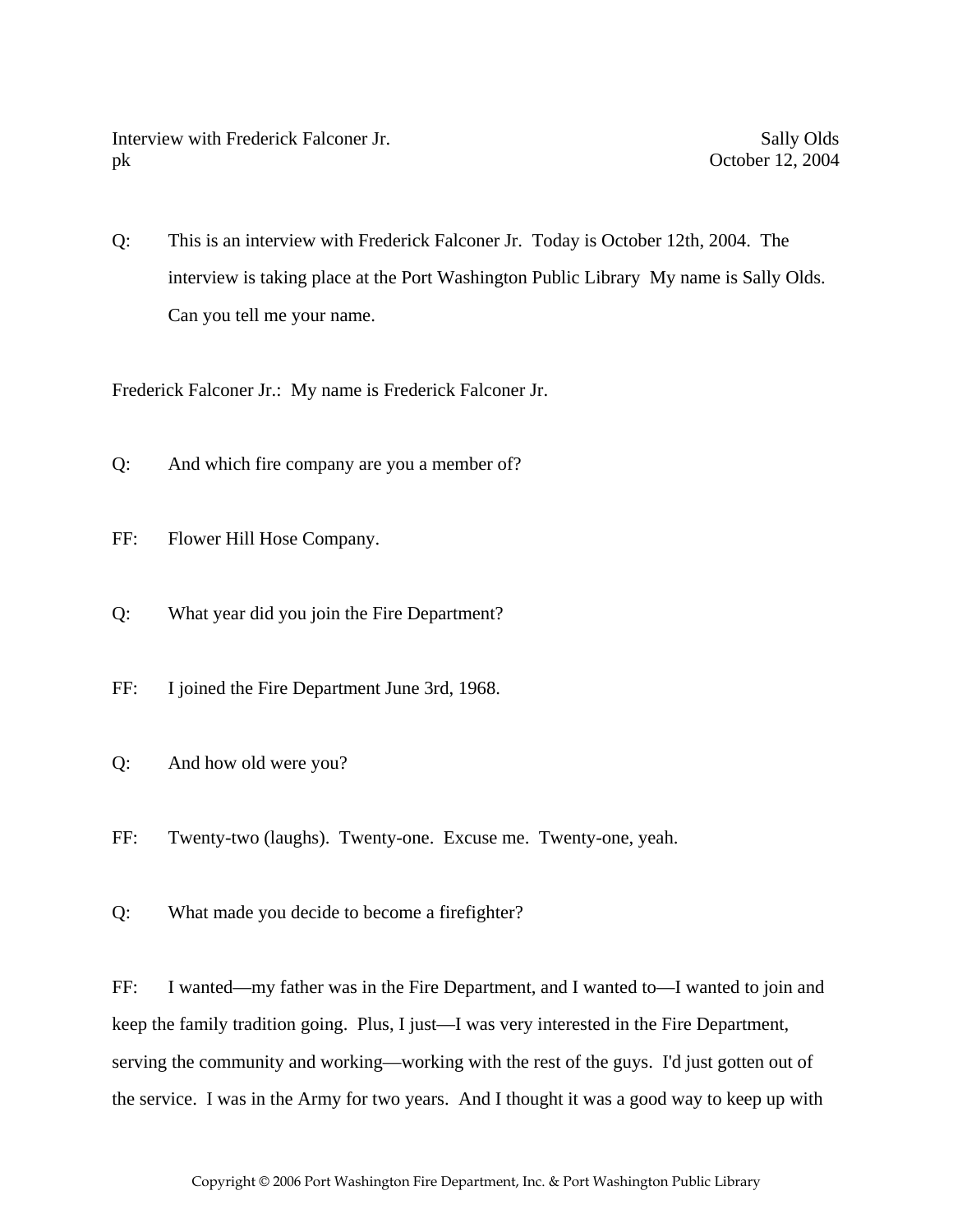Interview with Frederick Falconer Jr. — Sally Olds
pk — October 12, 2004

Q: This is an interview with Frederick Falconer Jr. Today is October 12th, 2004. The interview is taking place at the Port Washington Public Library My name is Sally Olds. Can you tell me your name.

Frederick Falconer Jr.: My name is Frederick Falconer Jr.

Q: And which fire company are you a member of?

FF: Flower Hill Hose Company.

Q: What year did you join the Fire Department?

FF: I joined the Fire Department June 3rd, 1968.

Q: And how old were you?

FF: Twenty-two (laughs). Twenty-one. Excuse me. Twenty-one, yeah.

Q: What made you decide to become a firefighter?

FF: I wanted—my father was in the Fire Department, and I wanted to—I wanted to join and keep the family tradition going. Plus, I just—I was very interested in the Fire Department, serving the community and working—working with the rest of the guys. I'd just gotten out of the service. I was in the Army for two years. And I thought it was a good way to keep up with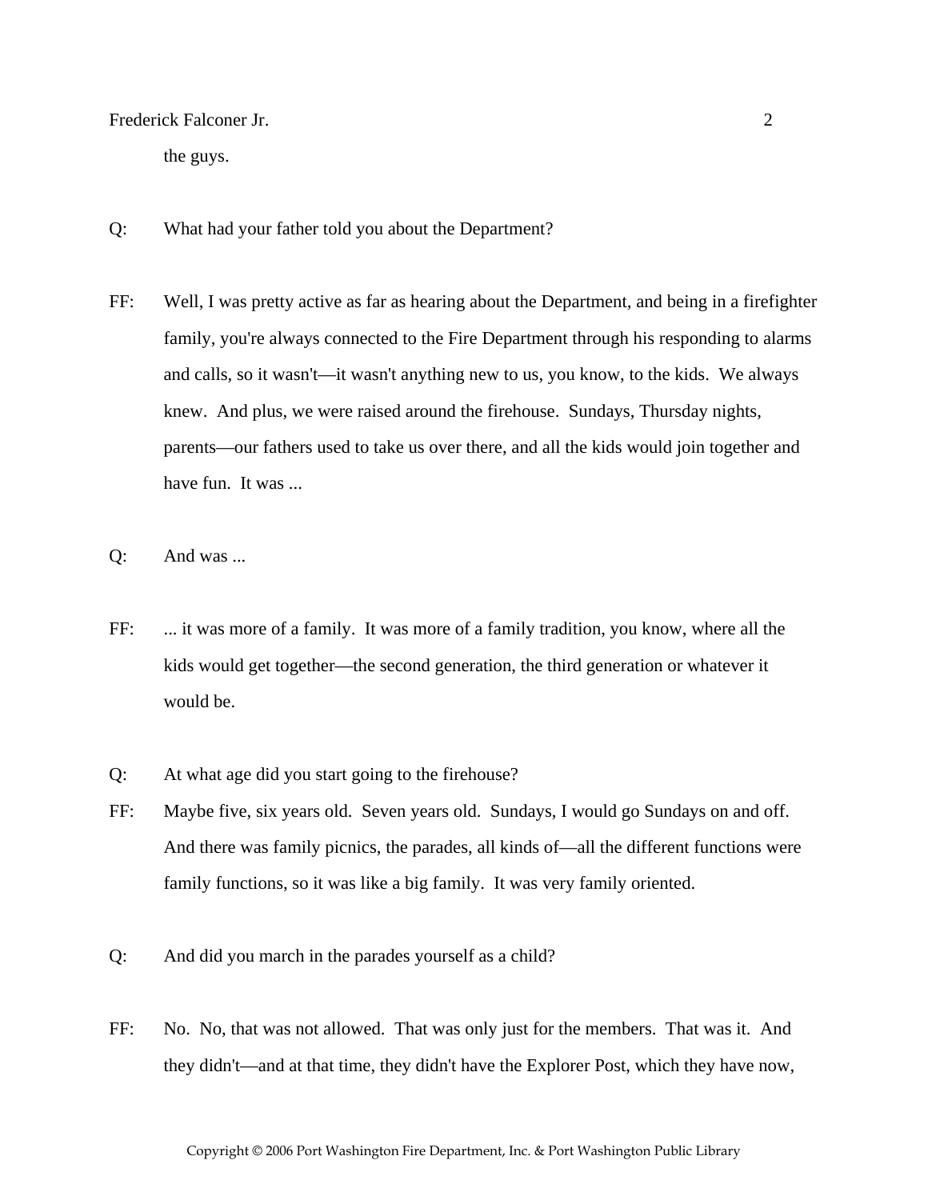the guys.

Q: What had your father told you about the Department?

FF: Well, I was pretty active as far as hearing about the Department, and being in a firefighter family, you're always connected to the Fire Department through his responding to alarms and calls, so it wasn't—it wasn't anything new to us, you know, to the kids. We always knew. And plus, we were raised around the firehouse. Sundays, Thursday nights, parents—our fathers used to take us over there, and all the kids would join together and have fun. It was ...

Q: And was ...

FF: ... it was more of a family. It was more of a family tradition, you know, where all the kids would get together—the second generation, the third generation or whatever it would be.

Q: At what age did you start going to the firehouse?

FF: Maybe five, six years old. Seven years old. Sundays, I would go Sundays on and off. And there was family picnics, the parades, all kinds of—all the different functions were family functions, so it was like a big family. It was very family oriented.

Q: And did you march in the parades yourself as a child?

FF: No. No, that was not allowed. That was only just for the members. That was it. And they didn't—and at that time, they didn't have the Explorer Post, which they have now,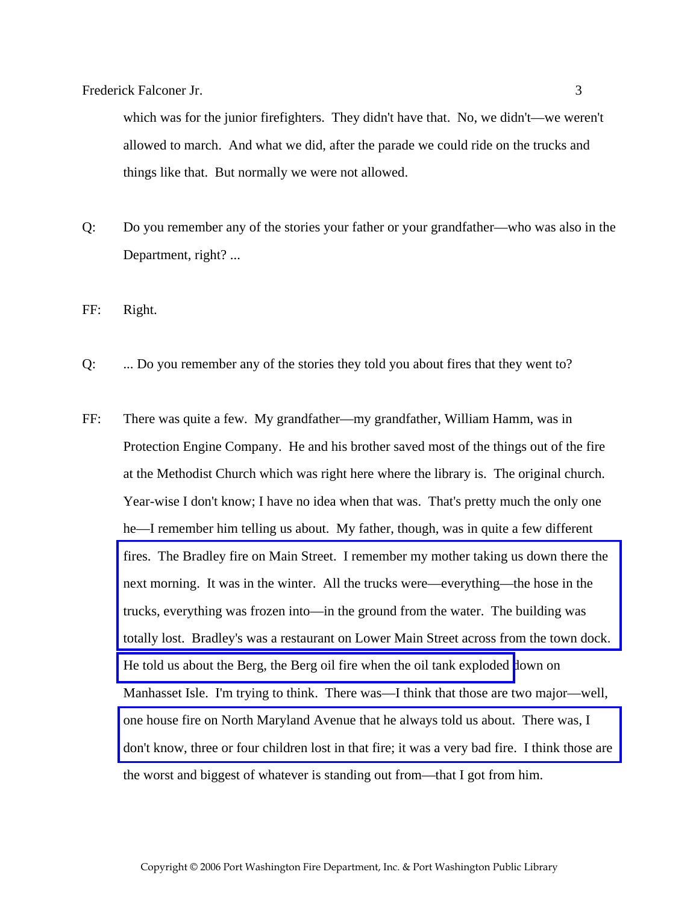which was for the junior firefighters. They didn't have that. No, we didn't—we weren't allowed to march. And what we did, after the parade we could ride on the trucks and things like that. But normally we were not allowed.

Q: Do you remember any of the stories your father or your grandfather—who was also in the Department, right? ...

FF: Right.

Q: ... Do you remember any of the stories they told you about fires that they went to?

FF: There was quite a few. My grandfather—my grandfather, William Hamm, was in Protection Engine Company. He and his brother saved most of the things out of the fire at the Methodist Church which was right here where the library is. The original church. Year-wise I don't know; I have no idea when that was. That's pretty much the only one he—I remember him telling us about. My father, though, was in quite a few different fires. The Bradley fire on Main Street. I remember my mother taking us down there the next morning. It was in the winter. All the trucks were—everything—the hose in the trucks, everything was frozen into—in the ground from the water. The building was totally lost. Bradley's was a restaurant on Lower Main Street across from the town dock. He told us about the Berg, the Berg oil fire when the oil tank exploded down on Manhasset Isle. I'm trying to think. There was—I think that those are two major—well, one house fire on North Maryland Avenue that he always told us about. There was, I don't know, three or four children lost in that fire; it was a very bad fire. I think those are the worst and biggest of whatever is standing out from—that I got from him.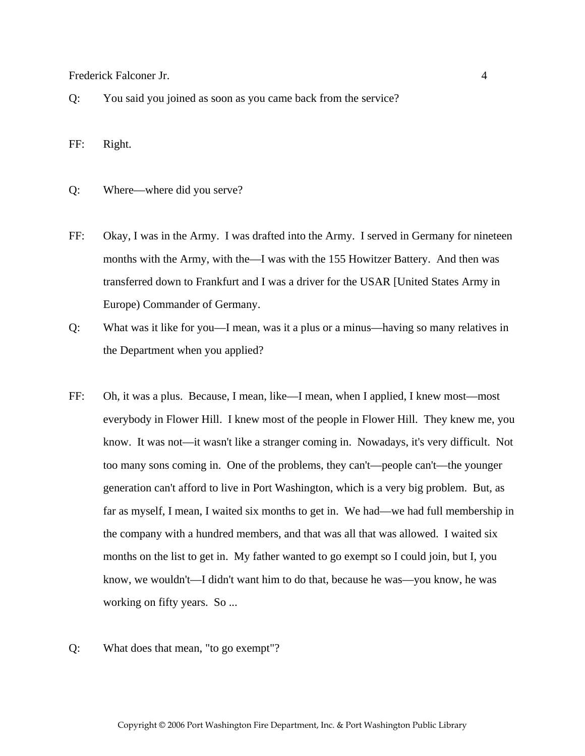Q: You said you joined as soon as you came back from the service?

FF: Right.

Q: Where—where did you serve?

FF: Okay, I was in the Army. I was drafted into the Army. I served in Germany for nineteen months with the Army, with the—I was with the 155 Howitzer Battery. And then was transferred down to Frankfurt and I was a driver for the USAR [United States Army in Europe) Commander of Germany.

Q: What was it like for you—I mean, was it a plus or a minus—having so many relatives in the Department when you applied?

FF: Oh, it was a plus. Because, I mean, like—I mean, when I applied, I knew most—most everybody in Flower Hill. I knew most of the people in Flower Hill. They knew me, you know. It was not—it wasn't like a stranger coming in. Nowadays, it's very difficult. Not too many sons coming in. One of the problems, they can't—people can't—the younger generation can't afford to live in Port Washington, which is a very big problem. But, as far as myself, I mean, I waited six months to get in. We had—we had full membership in the company with a hundred members, and that was all that was allowed. I waited six months on the list to get in. My father wanted to go exempt so I could join, but I, you know, we wouldn't—I didn't want him to do that, because he was—you know, he was working on fifty years. So ...

Q: What does that mean, "to go exempt"?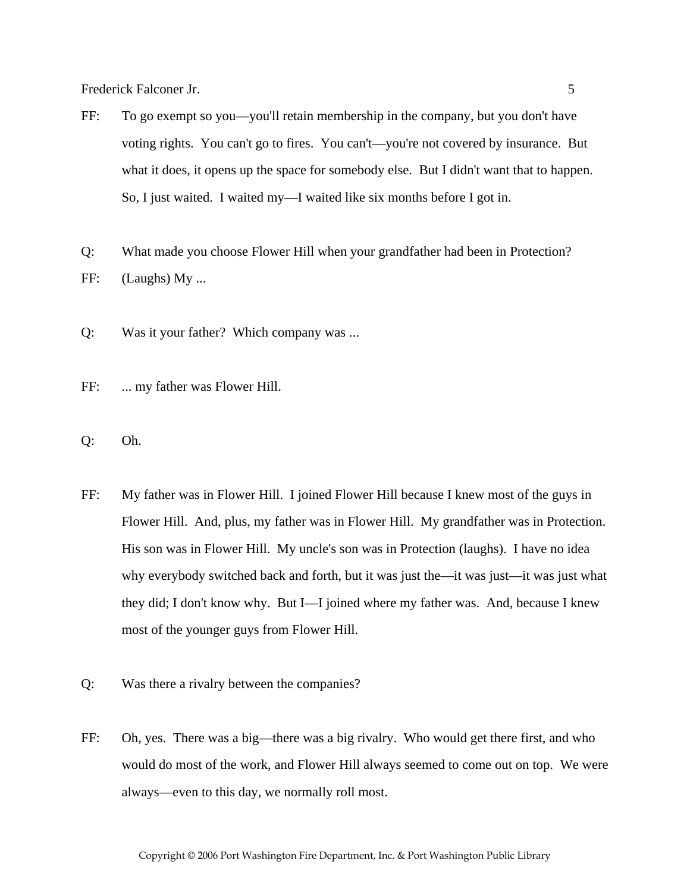FF: To go exempt so you—you'll retain membership in the company, but you don't have voting rights. You can't go to fires. You can't—you're not covered by insurance. But what it does, it opens up the space for somebody else. But I didn't want that to happen. So, I just waited. I waited my—I waited like six months before I got in.

Q: What made you choose Flower Hill when your grandfather had been in Protection?

FF: (Laughs) My ...

Q: Was it your father? Which company was ...

FF: ... my father was Flower Hill.

Q: Oh.

FF: My father was in Flower Hill. I joined Flower Hill because I knew most of the guys in Flower Hill. And, plus, my father was in Flower Hill. My grandfather was in Protection. His son was in Flower Hill. My uncle's son was in Protection (laughs). I have no idea why everybody switched back and forth, but it was just the—it was just—it was just what they did; I don't know why. But I—I joined where my father was. And, because I knew most of the younger guys from Flower Hill.

Q: Was there a rivalry between the companies?

FF: Oh, yes. There was a big—there was a big rivalry. Who would get there first, and who would do most of the work, and Flower Hill always seemed to come out on top. We were always—even to this day, we normally roll most.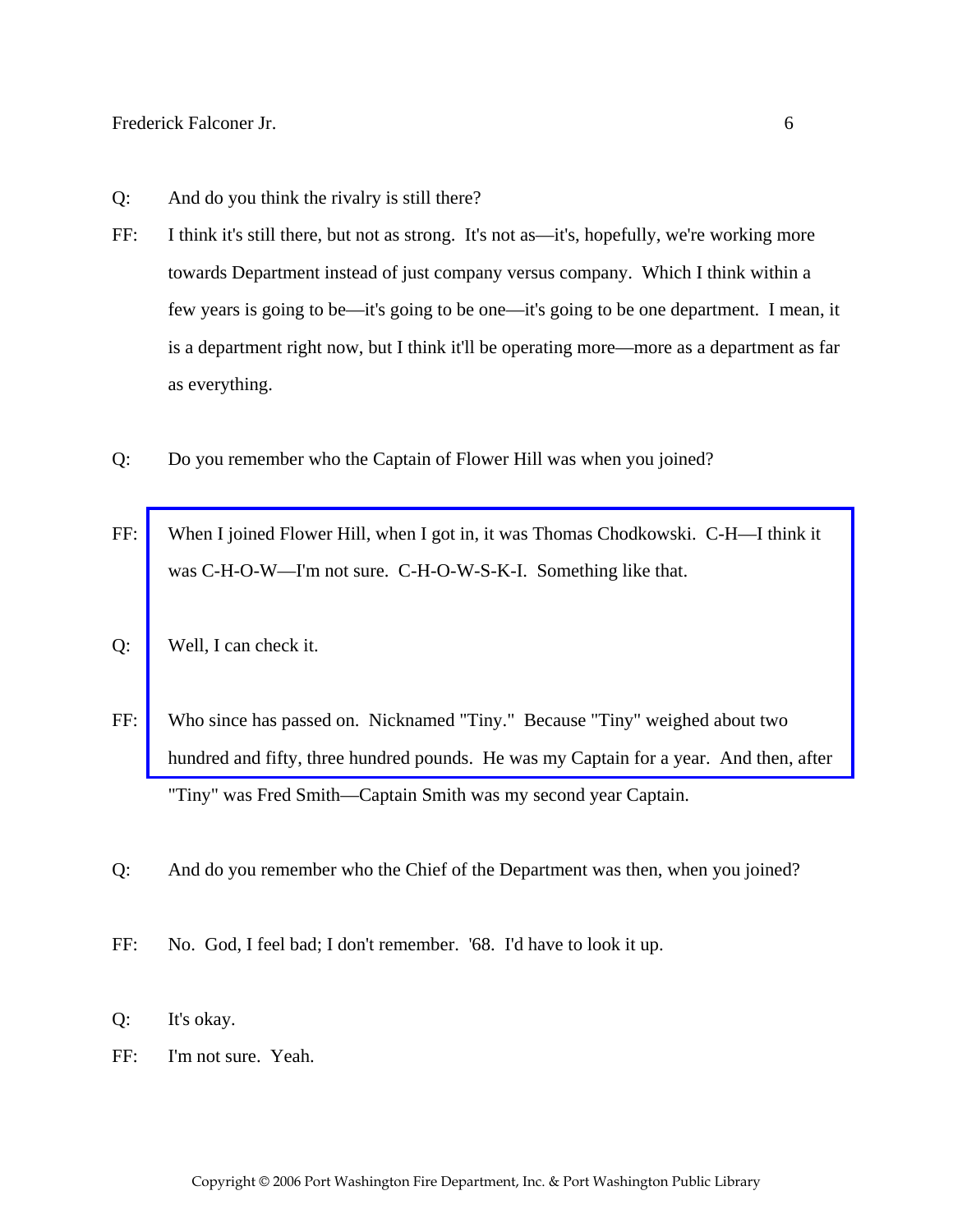Q: And do you think the rivalry is still there?

FF: I think it's still there, but not as strong. It's not as—it's, hopefully, we're working more towards Department instead of just company versus company. Which I think within a few years is going to be—it's going to be one—it's going to be one department. I mean, it is a department right now, but I think it'll be operating more—more as a department as far as everything.

Q: Do you remember who the Captain of Flower Hill was when you joined?

FF: When I joined Flower Hill, when I got in, it was Thomas Chodkowski. C-H—I think it was C-H-O-W—I'm not sure. C-H-O-W-S-K-I. Something like that.

Q: Well, I can check it.

FF: Who since has passed on. Nicknamed "Tiny." Because "Tiny" weighed about two hundred and fifty, three hundred pounds. He was my Captain for a year. And then, after "Tiny" was Fred Smith—Captain Smith was my second year Captain.

Q: And do you remember who the Chief of the Department was then, when you joined?

FF: No. God, I feel bad; I don't remember. '68. I'd have to look it up.

Q: It's okay.

FF: I'm not sure. Yeah.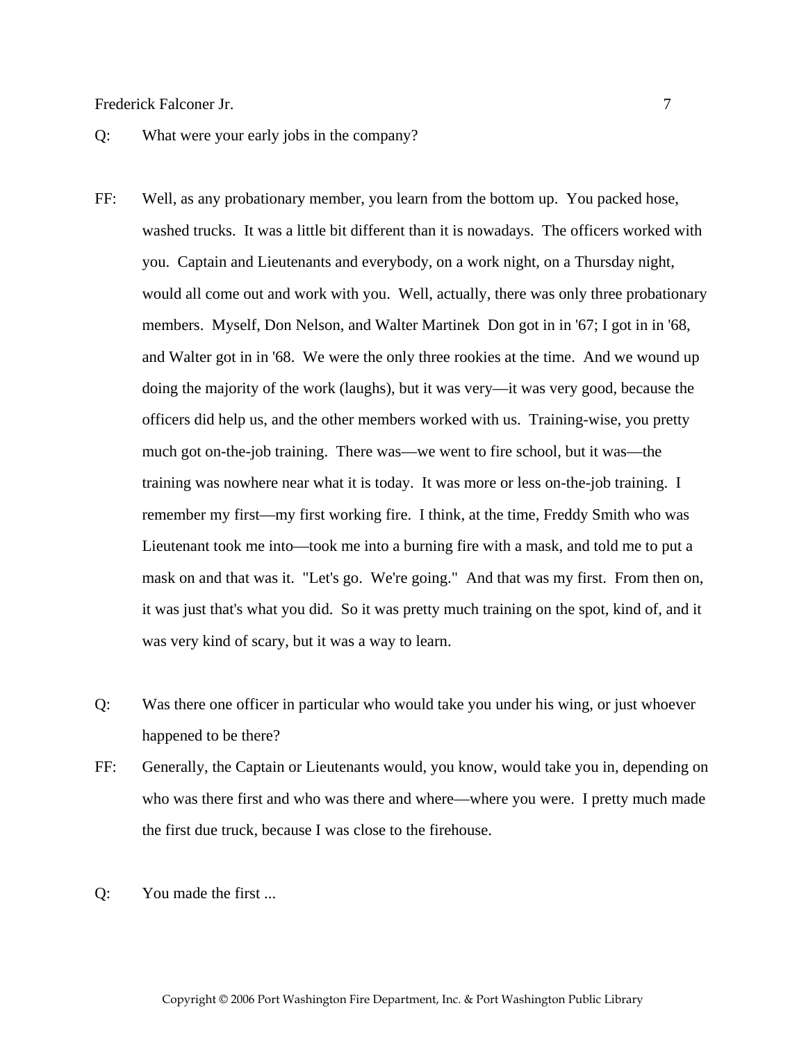Q: What were your early jobs in the company?

FF: Well, as any probationary member, you learn from the bottom up. You packed hose, washed trucks. It was a little bit different than it is nowadays. The officers worked with you. Captain and Lieutenants and everybody, on a work night, on a Thursday night, would all come out and work with you. Well, actually, there was only three probationary members. Myself, Don Nelson, and Walter Martinek Don got in in '67; I got in in '68, and Walter got in in '68. We were the only three rookies at the time. And we wound up doing the majority of the work (laughs), but it was very—it was very good, because the officers did help us, and the other members worked with us. Training-wise, you pretty much got on-the-job training. There was—we went to fire school, but it was—the training was nowhere near what it is today. It was more or less on-the-job training. I remember my first—my first working fire. I think, at the time, Freddy Smith who was Lieutenant took me into—took me into a burning fire with a mask, and told me to put a mask on and that was it. "Let's go. We're going." And that was my first. From then on, it was just that's what you did. So it was pretty much training on the spot, kind of, and it was very kind of scary, but it was a way to learn.

Q: Was there one officer in particular who would take you under his wing, or just whoever happened to be there?

FF: Generally, the Captain or Lieutenants would, you know, would take you in, depending on who was there first and who was there and where—where you were. I pretty much made the first due truck, because I was close to the firehouse.

Q: You made the first ...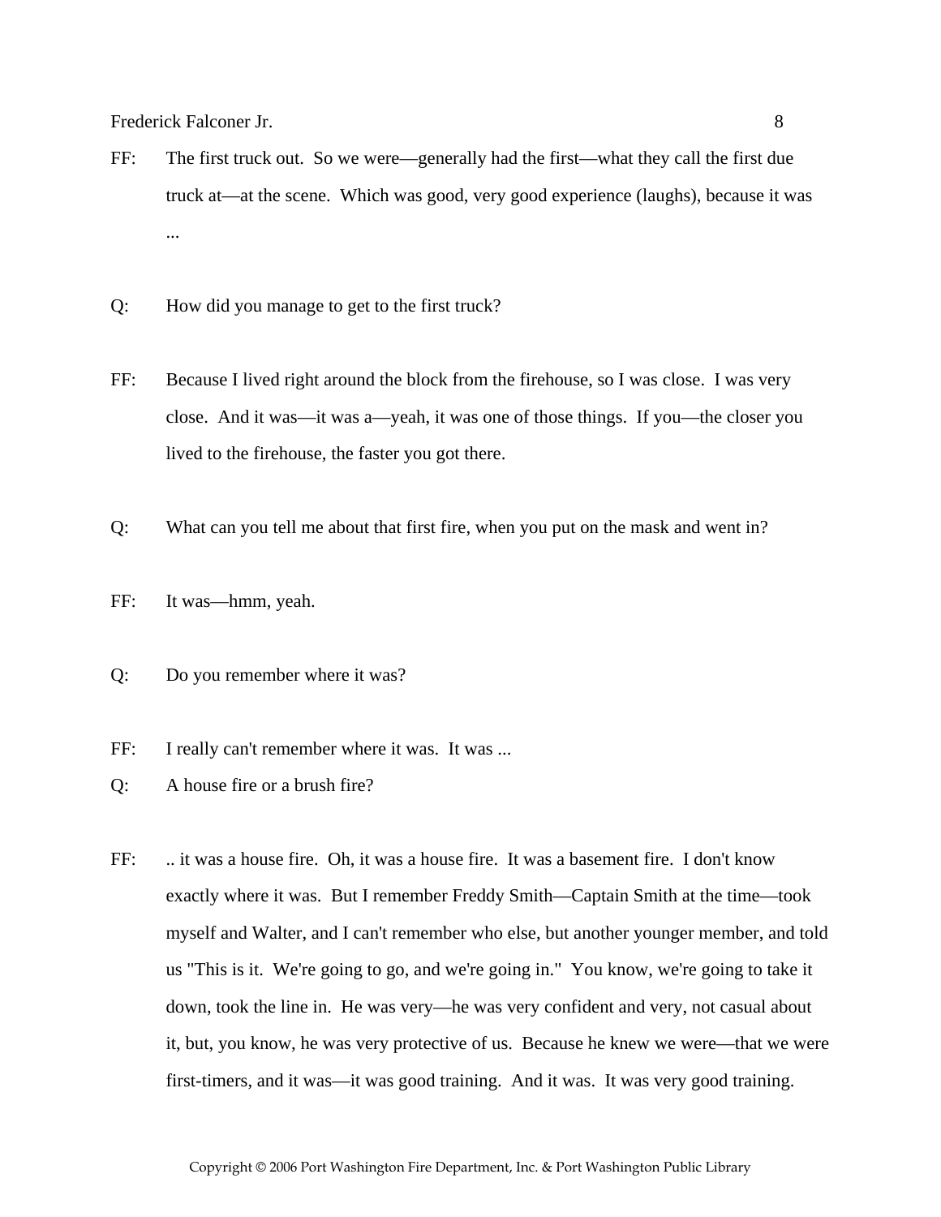FF: The first truck out. So we were—generally had the first—what they call the first due truck at—at the scene. Which was good, very good experience (laughs), because it was ...

Q: How did you manage to get to the first truck?

FF: Because I lived right around the block from the firehouse, so I was close. I was very close. And it was—it was a—yeah, it was one of those things. If you—the closer you lived to the firehouse, the faster you got there.

Q: What can you tell me about that first fire, when you put on the mask and went in?

FF: It was—hmm, yeah.

Q: Do you remember where it was?

FF: I really can't remember where it was. It was ...

Q: A house fire or a brush fire?

FF: .. it was a house fire. Oh, it was a house fire. It was a basement fire. I don't know exactly where it was. But I remember Freddy Smith—Captain Smith at the time—took myself and Walter, and I can't remember who else, but another younger member, and told us "This is it. We're going to go, and we're going in." You know, we're going to take it down, took the line in. He was very—he was very confident and very, not casual about it, but, you know, he was very protective of us. Because he knew we were—that we were first-timers, and it was—it was good training. And it was. It was very good training.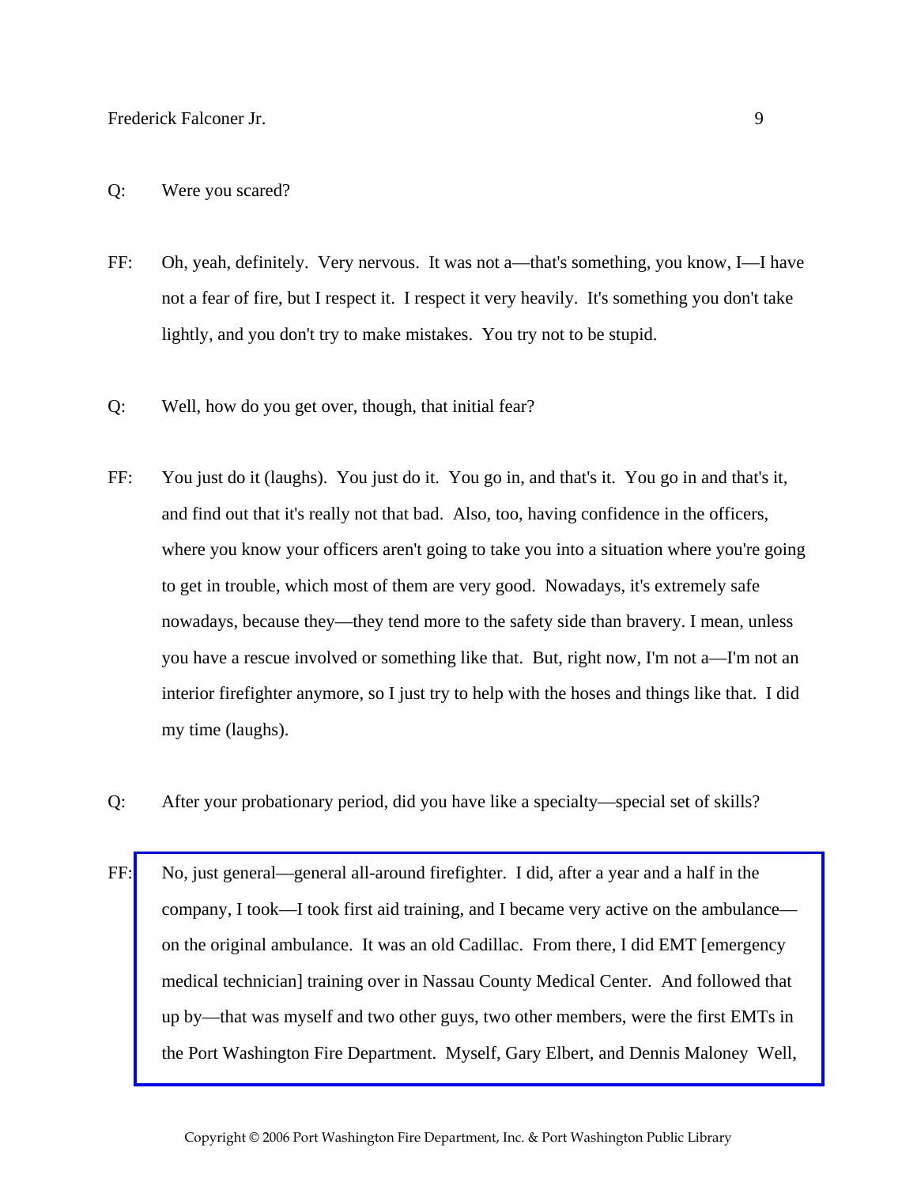Q: Were you scared?

FF: Oh, yeah, definitely. Very nervous. It was not a—that's something, you know, I—I have not a fear of fire, but I respect it. I respect it very heavily. It's something you don't take lightly, and you don't try to make mistakes. You try not to be stupid.

Q: Well, how do you get over, though, that initial fear?

FF: You just do it (laughs). You just do it. You go in, and that's it. You go in and that's it, and find out that it's really not that bad. Also, too, having confidence in the officers, where you know your officers aren't going to take you into a situation where you're going to get in trouble, which most of them are very good. Nowadays, it's extremely safe nowadays, because they—they tend more to the safety side than bravery. I mean, unless you have a rescue involved or something like that. But, right now, I'm not a—I'm not an interior firefighter anymore, so I just try to help with the hoses and things like that. I did my time (laughs).

Q: After your probationary period, did you have like a specialty—special set of skills?

FF: No, just general—general all-around firefighter. I did, after a year and a half in the company, I took—I took first aid training, and I became very active on the ambulance—on the original ambulance. It was an old Cadillac. From there, I did EMT [emergency medical technician] training over in Nassau County Medical Center. And followed that up by—that was myself and two other guys, two other members, were the first EMTs in the Port Washington Fire Department. Myself, Gary Elbert, and Dennis Maloney Well,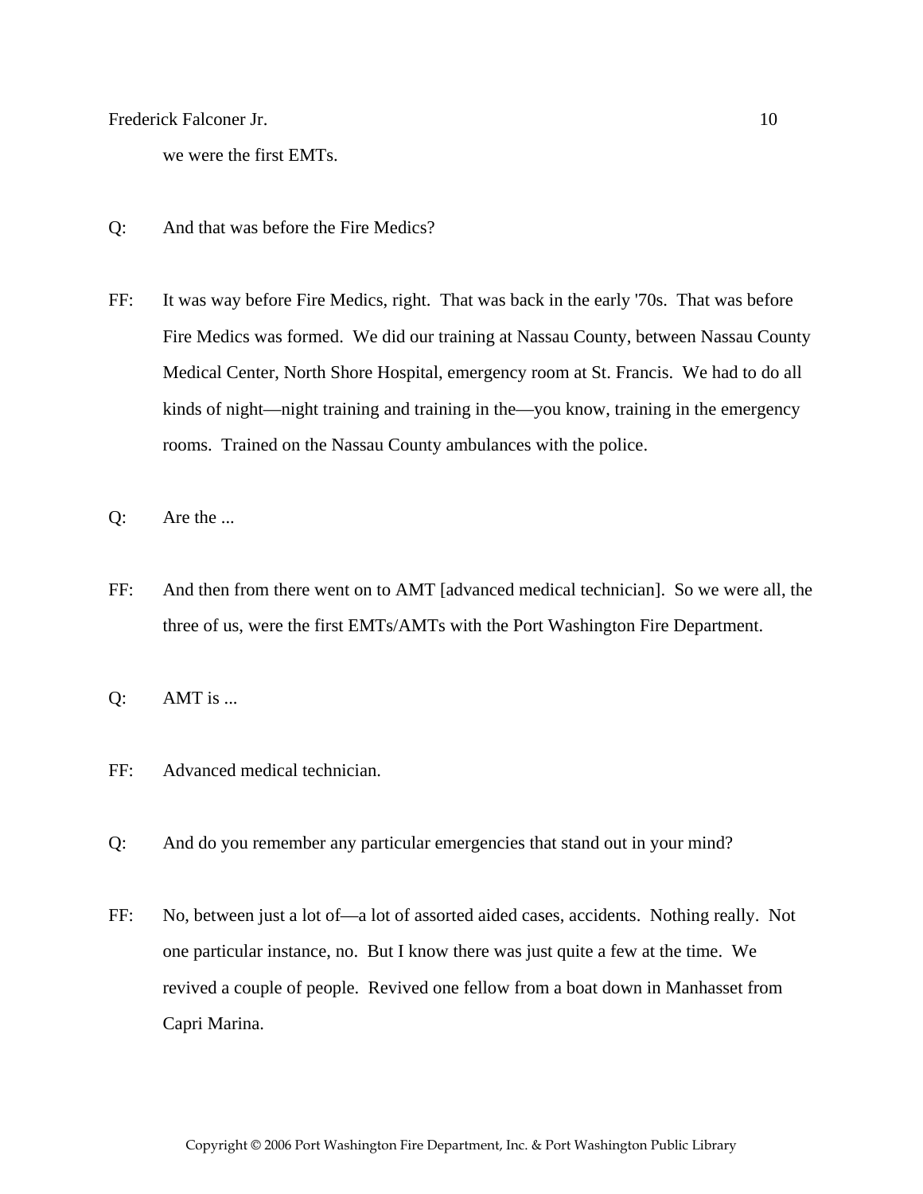we were the first EMTs.

Q: And that was before the Fire Medics?

FF: It was way before Fire Medics, right. That was back in the early '70s. That was before Fire Medics was formed. We did our training at Nassau County, between Nassau County Medical Center, North Shore Hospital, emergency room at St. Francis. We had to do all kinds of night—night training and training in the—you know, training in the emergency rooms. Trained on the Nassau County ambulances with the police.

Q: Are the ...

FF: And then from there went on to AMT [advanced medical technician]. So we were all, the three of us, were the first EMTs/AMTs with the Port Washington Fire Department.

Q: AMT is ...

FF: Advanced medical technician.

Q: And do you remember any particular emergencies that stand out in your mind?

FF: No, between just a lot of—a lot of assorted aided cases, accidents. Nothing really. Not one particular instance, no. But I know there was just quite a few at the time. We revived a couple of people. Revived one fellow from a boat down in Manhasset from Capri Marina.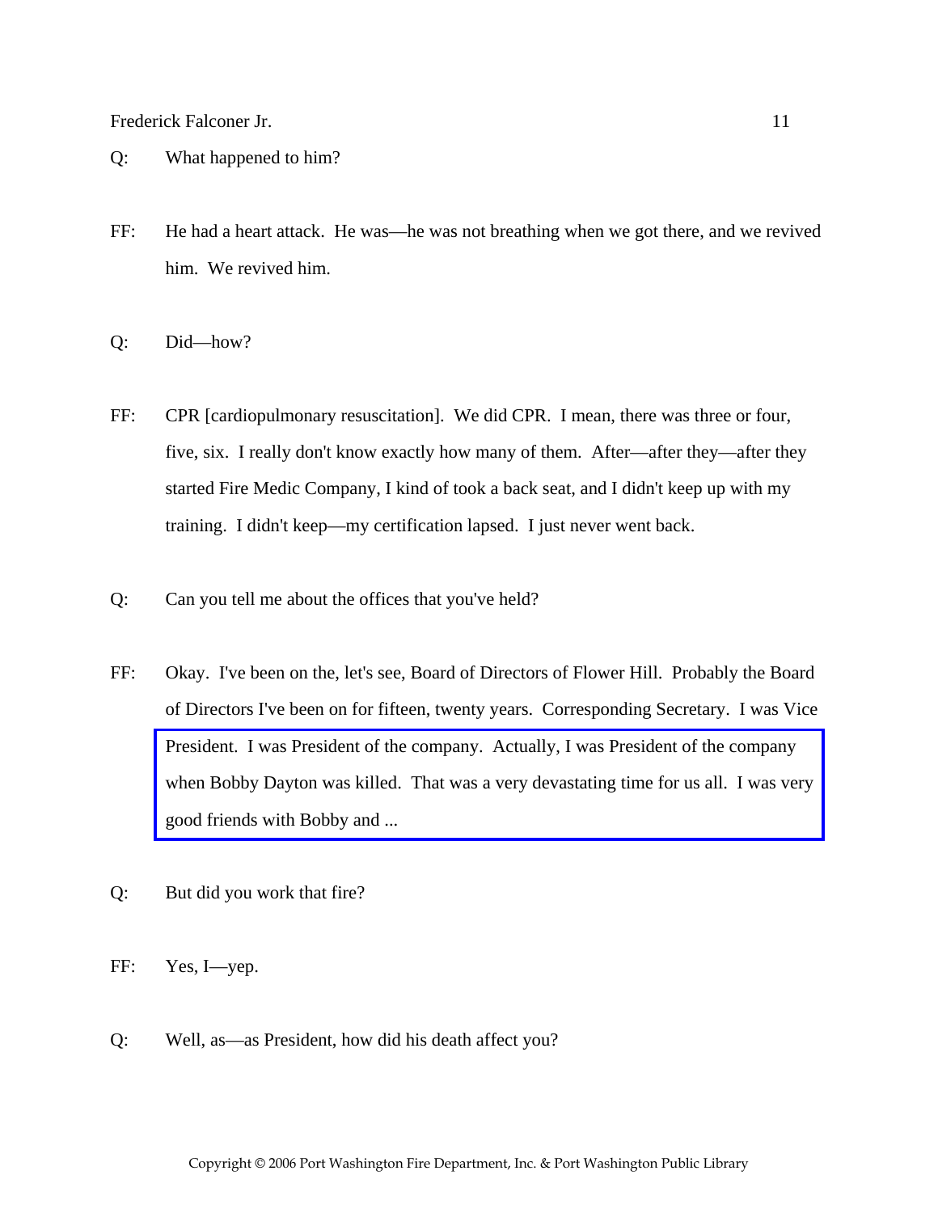Q: What happened to him?

FF: He had a heart attack. He was—he was not breathing when we got there, and we revived him. We revived him.

Q: Did—how?

FF: CPR [cardiopulmonary resuscitation]. We did CPR. I mean, there was three or four, five, six. I really don't know exactly how many of them. After—after they—after they started Fire Medic Company, I kind of took a back seat, and I didn't keep up with my training. I didn't keep—my certification lapsed. I just never went back.

Q: Can you tell me about the offices that you've held?

FF: Okay. I've been on the, let's see, Board of Directors of Flower Hill. Probably the Board of Directors I've been on for fifteen, twenty years. Corresponding Secretary. I was Vice President. I was President of the company. Actually, I was President of the company when Bobby Dayton was killed. That was a very devastating time for us all. I was very good friends with Bobby and ...

Q: But did you work that fire?

FF: Yes, I—yep.

Q: Well, as—as President, how did his death affect you?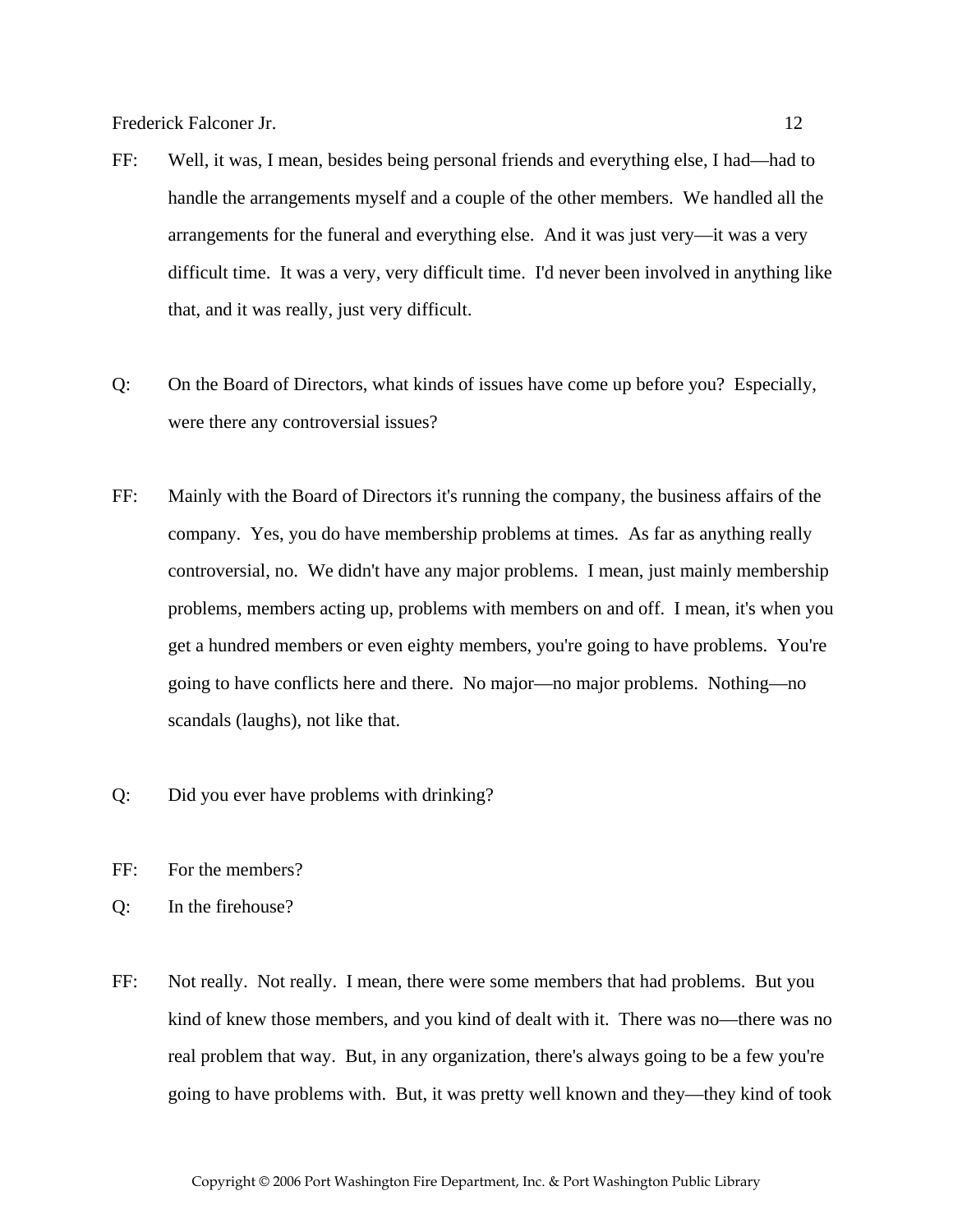FF: Well, it was, I mean, besides being personal friends and everything else, I had—had to handle the arrangements myself and a couple of the other members. We handled all the arrangements for the funeral and everything else. And it was just very—it was a very difficult time. It was a very, very difficult time. I'd never been involved in anything like that, and it was really, just very difficult.

Q: On the Board of Directors, what kinds of issues have come up before you? Especially, were there any controversial issues?

FF: Mainly with the Board of Directors it's running the company, the business affairs of the company. Yes, you do have membership problems at times. As far as anything really controversial, no. We didn't have any major problems. I mean, just mainly membership problems, members acting up, problems with members on and off. I mean, it's when you get a hundred members or even eighty members, you're going to have problems. You're going to have conflicts here and there. No major—no major problems. Nothing—no scandals (laughs), not like that.

Q: Did you ever have problems with drinking?

FF: For the members?

Q: In the firehouse?

FF: Not really. Not really. I mean, there were some members that had problems. But you kind of knew those members, and you kind of dealt with it. There was no—there was no real problem that way. But, in any organization, there's always going to be a few you're going to have problems with. But, it was pretty well known and they—they kind of took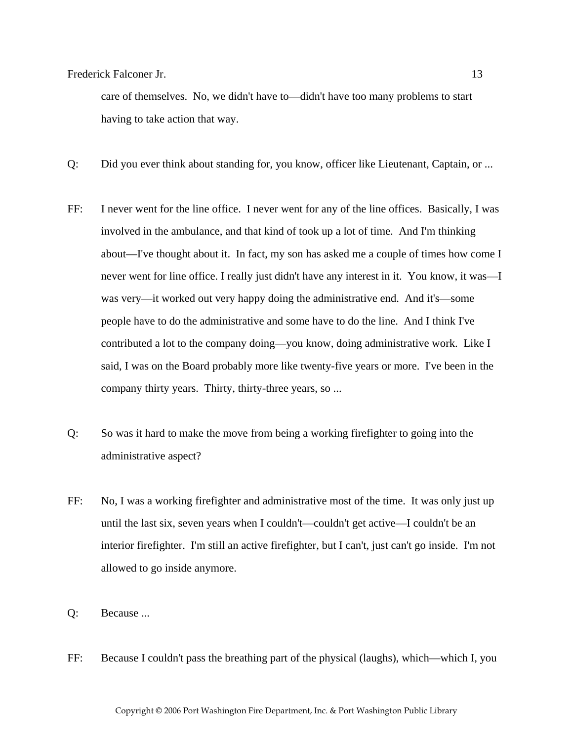care of themselves. No, we didn't have to—didn't have too many problems to start having to take action that way.

Q: Did you ever think about standing for, you know, officer like Lieutenant, Captain, or ...

FF: I never went for the line office. I never went for any of the line offices. Basically, I was involved in the ambulance, and that kind of took up a lot of time. And I'm thinking about—I've thought about it. In fact, my son has asked me a couple of times how come I never went for line office. I really just didn't have any interest in it. You know, it was—I was very—it worked out very happy doing the administrative end. And it's—some people have to do the administrative and some have to do the line. And I think I've contributed a lot to the company doing—you know, doing administrative work. Like I said, I was on the Board probably more like twenty-five years or more. I've been in the company thirty years. Thirty, thirty-three years, so ...

Q: So was it hard to make the move from being a working firefighter to going into the administrative aspect?

FF: No, I was a working firefighter and administrative most of the time. It was only just up until the last six, seven years when I couldn't—couldn't get active—I couldn't be an interior firefighter. I'm still an active firefighter, but I can't, just can't go inside. I'm not allowed to go inside anymore.

Q: Because ...

FF: Because I couldn't pass the breathing part of the physical (laughs), which—which I, you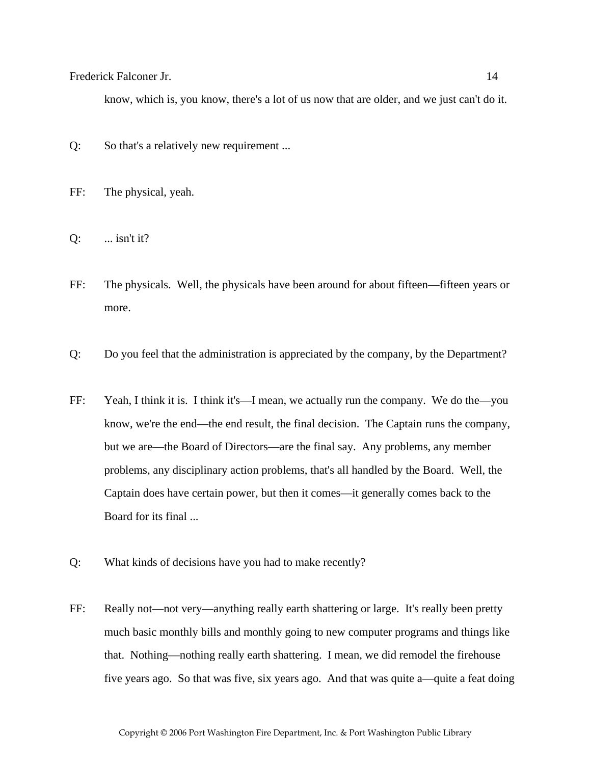know, which is, you know, there's a lot of us now that are older, and we just can't do it.

Q: So that's a relatively new requirement ...

FF: The physical, yeah.

Q: ... isn't it?

FF: The physicals. Well, the physicals have been around for about fifteen—fifteen years or more.

Q: Do you feel that the administration is appreciated by the company, by the Department?

FF: Yeah, I think it is. I think it's—I mean, we actually run the company. We do the—you know, we're the end—the end result, the final decision. The Captain runs the company, but we are—the Board of Directors—are the final say. Any problems, any member problems, any disciplinary action problems, that's all handled by the Board. Well, the Captain does have certain power, but then it comes—it generally comes back to the Board for its final ...

Q: What kinds of decisions have you had to make recently?

FF: Really not—not very—anything really earth shattering or large. It's really been pretty much basic monthly bills and monthly going to new computer programs and things like that. Nothing—nothing really earth shattering. I mean, we did remodel the firehouse five years ago. So that was five, six years ago. And that was quite a—quite a feat doing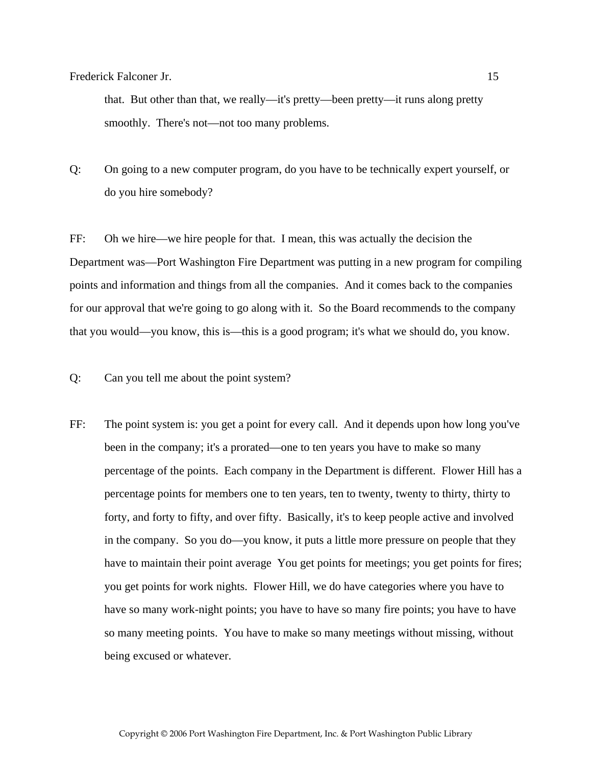that. But other than that, we really—it's pretty—been pretty—it runs along pretty smoothly. There's not—not too many problems.

Q: On going to a new computer program, do you have to be technically expert yourself, or do you hire somebody?

FF: Oh we hire—we hire people for that. I mean, this was actually the decision the Department was—Port Washington Fire Department was putting in a new program for compiling points and information and things from all the companies. And it comes back to the companies for our approval that we're going to go along with it. So the Board recommends to the company that you would—you know, this is—this is a good program; it's what we should do, you know.

Q: Can you tell me about the point system?

FF: The point system is: you get a point for every call. And it depends upon how long you've been in the company; it's a prorated—one to ten years you have to make so many percentage of the points. Each company in the Department is different. Flower Hill has a percentage points for members one to ten years, ten to twenty, twenty to thirty, thirty to forty, and forty to fifty, and over fifty. Basically, it's to keep people active and involved in the company. So you do—you know, it puts a little more pressure on people that they have to maintain their point average You get points for meetings; you get points for fires; you get points for work nights. Flower Hill, we do have categories where you have to have so many work-night points; you have to have so many fire points; you have to have so many meeting points. You have to make so many meetings without missing, without being excused or whatever.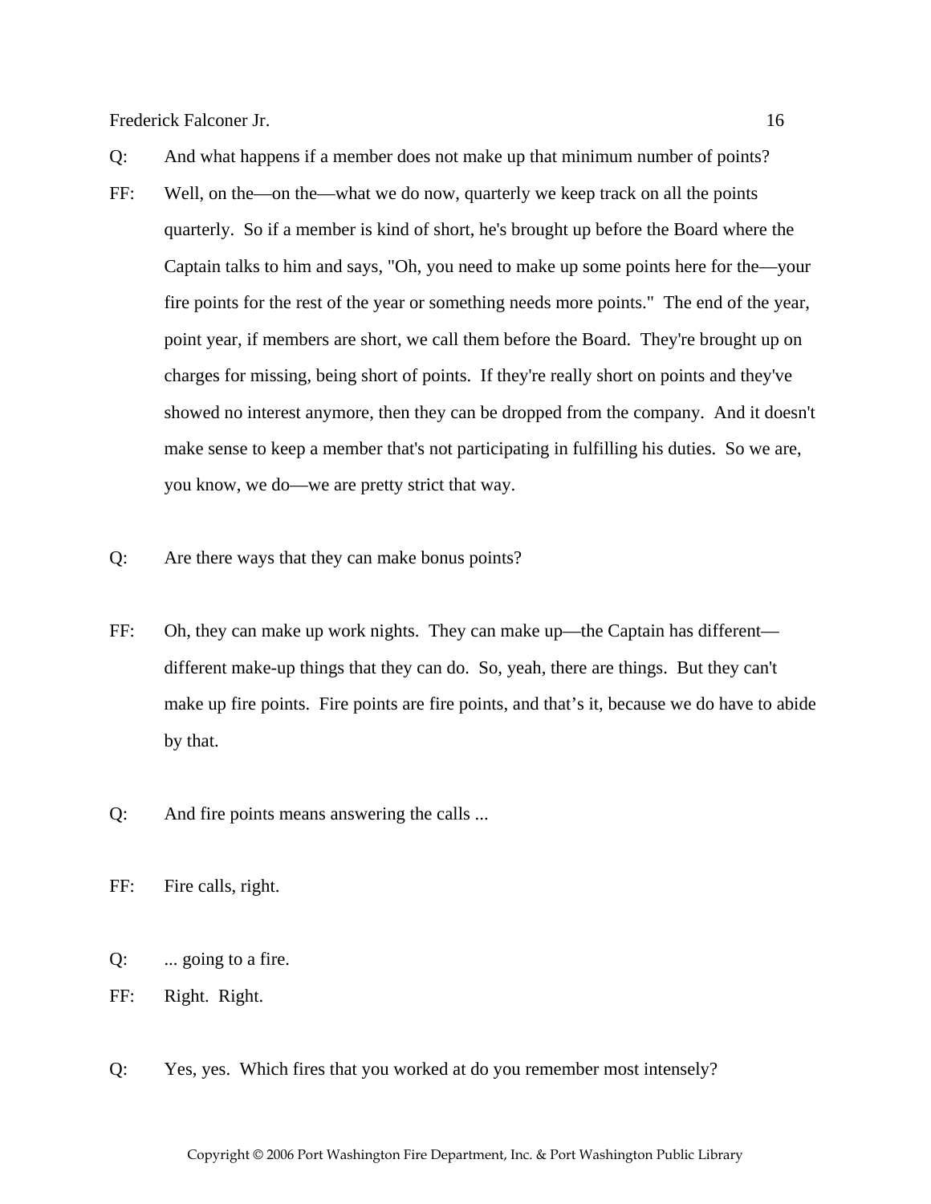Q: And what happens if a member does not make up that minimum number of points?

FF: Well, on the—on the—what we do now, quarterly we keep track on all the points quarterly. So if a member is kind of short, he's brought up before the Board where the Captain talks to him and says, "Oh, you need to make up some points here for the—your fire points for the rest of the year or something needs more points." The end of the year, point year, if members are short, we call them before the Board. They're brought up on charges for missing, being short of points. If they're really short on points and they've showed no interest anymore, then they can be dropped from the company. And it doesn't make sense to keep a member that's not participating in fulfilling his duties. So we are, you know, we do—we are pretty strict that way.

Q: Are there ways that they can make bonus points?

FF: Oh, they can make up work nights. They can make up—the Captain has different—different make-up things that they can do. So, yeah, there are things. But they can't make up fire points. Fire points are fire points, and that's it, because we do have to abide by that.

Q: And fire points means answering the calls ...

FF: Fire calls, right.

Q: ... going to a fire.

FF: Right. Right.

Q: Yes, yes. Which fires that you worked at do you remember most intensely?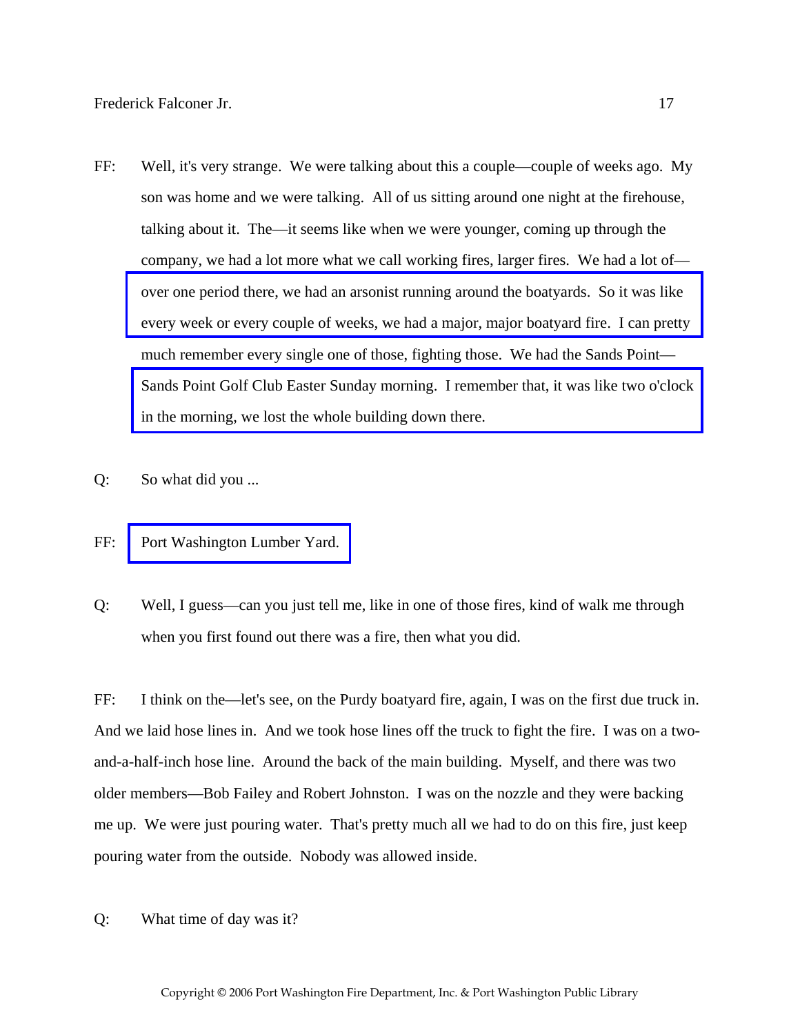FF: Well, it's very strange. We were talking about this a couple—couple of weeks ago. My son was home and we were talking. All of us sitting around one night at the firehouse, talking about it. The—it seems like when we were younger, coming up through the company, we had a lot more what we call working fires, larger fires. We had a lot of—over one period there, we had an arsonist running around the boatyards. So it was like every week or every couple of weeks, we had a major, major boatyard fire. I can pretty much remember every single one of those, fighting those. We had the Sands Point—Sands Point Golf Club Easter Sunday morning. I remember that, it was like two o'clock in the morning, we lost the whole building down there.

Q: So what did you ...

FF: Port Washington Lumber Yard.

Q: Well, I guess—can you just tell me, like in one of those fires, kind of walk me through when you first found out there was a fire, then what you did.

FF: I think on the—let's see, on the Purdy boatyard fire, again, I was on the first due truck in. And we laid hose lines in. And we took hose lines off the truck to fight the fire. I was on a two-and-a-half-inch hose line. Around the back of the main building. Myself, and there was two older members—Bob Failey and Robert Johnston. I was on the nozzle and they were backing me up. We were just pouring water. That's pretty much all we had to do on this fire, just keep pouring water from the outside. Nobody was allowed inside.

Q: What time of day was it?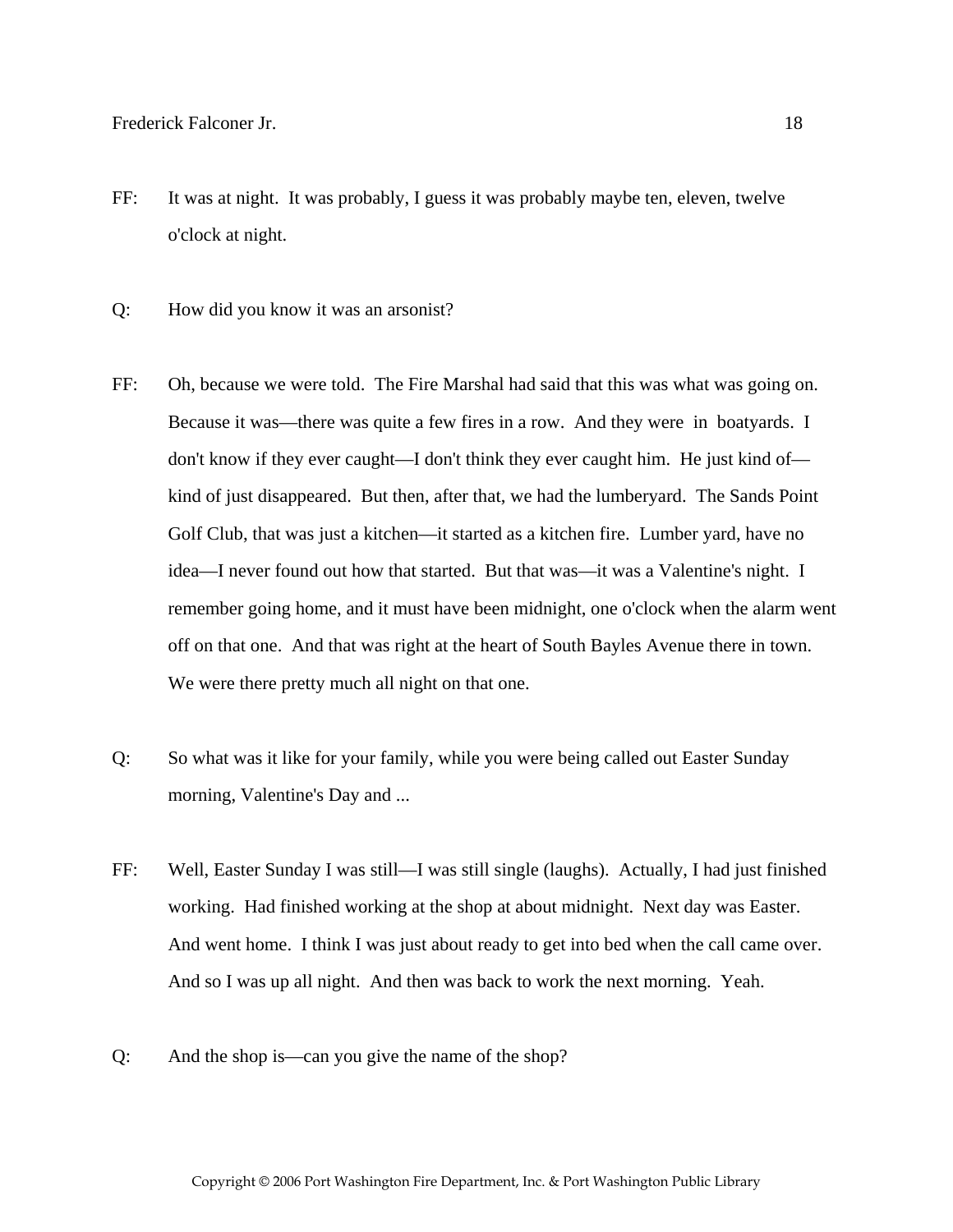FF: It was at night. It was probably, I guess it was probably maybe ten, eleven, twelve o'clock at night.

Q: How did you know it was an arsonist?

FF: Oh, because we were told. The Fire Marshal had said that this was what was going on. Because it was—there was quite a few fires in a row. And they were in boatyards. I don't know if they ever caught—I don't think they ever caught him. He just kind of—kind of just disappeared. But then, after that, we had the lumberyard. The Sands Point Golf Club, that was just a kitchen—it started as a kitchen fire. Lumber yard, have no idea—I never found out how that started. But that was—it was a Valentine's night. I remember going home, and it must have been midnight, one o'clock when the alarm went off on that one. And that was right at the heart of South Bayles Avenue there in town. We were there pretty much all night on that one.

Q: So what was it like for your family, while you were being called out Easter Sunday morning, Valentine's Day and ...

FF: Well, Easter Sunday I was still—I was still single (laughs). Actually, I had just finished working. Had finished working at the shop at about midnight. Next day was Easter. And went home. I think I was just about ready to get into bed when the call came over. And so I was up all night. And then was back to work the next morning. Yeah.

Q: And the shop is—can you give the name of the shop?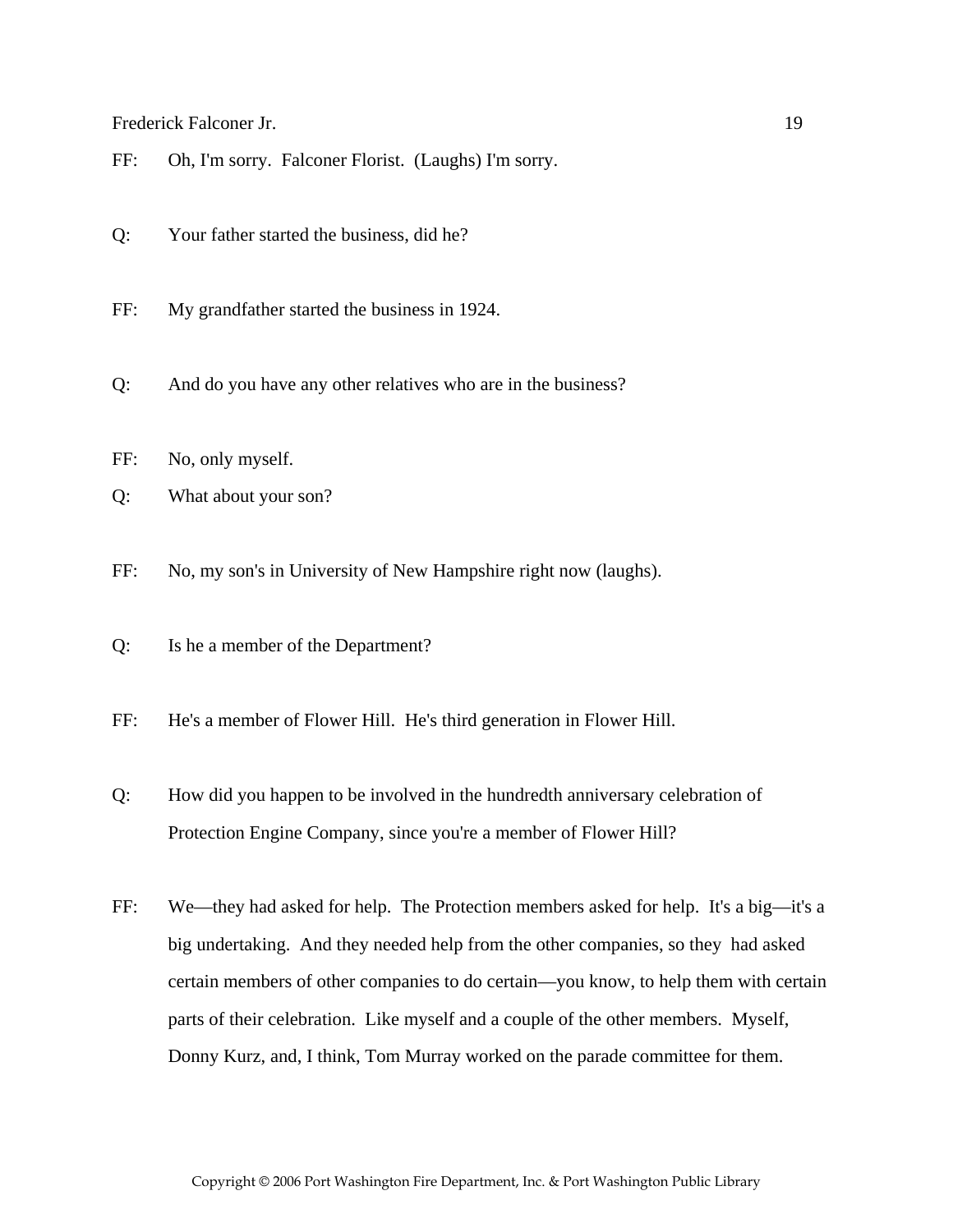FF: Oh, I'm sorry. Falconer Florist. (Laughs) I'm sorry.

Q: Your father started the business, did he?

FF: My grandfather started the business in 1924.

Q: And do you have any other relatives who are in the business?

FF: No, only myself.

Q: What about your son?

FF: No, my son's in University of New Hampshire right now (laughs).

Q: Is he a member of the Department?

FF: He's a member of Flower Hill. He's third generation in Flower Hill.

Q: How did you happen to be involved in the hundredth anniversary celebration of Protection Engine Company, since you're a member of Flower Hill?

FF: We—they had asked for help. The Protection members asked for help. It's a big—it's a big undertaking. And they needed help from the other companies, so they had asked certain members of other companies to do certain—you know, to help them with certain parts of their celebration. Like myself and a couple of the other members. Myself, Donny Kurz, and, I think, Tom Murray worked on the parade committee for them.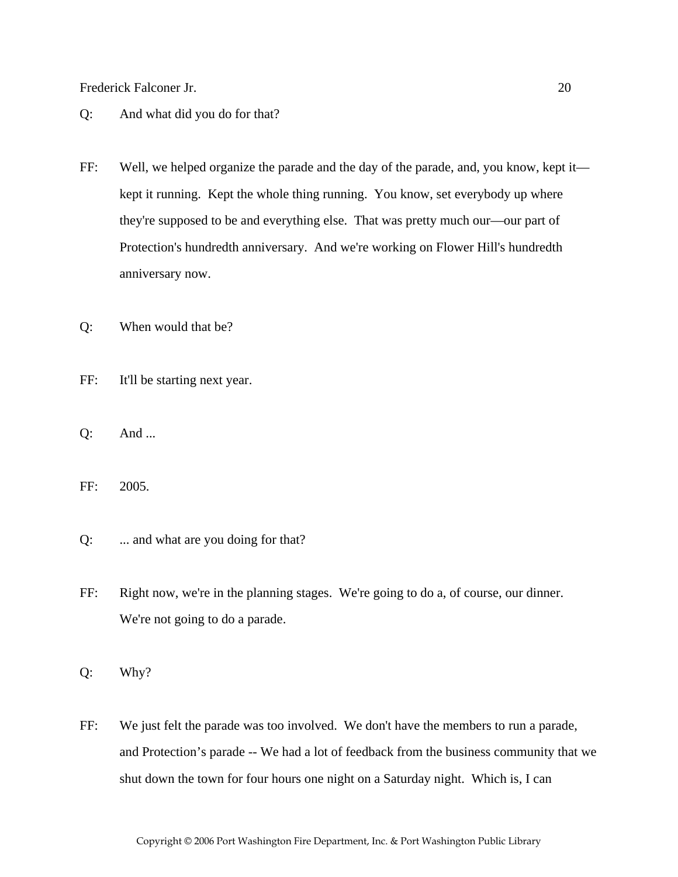Q: And what did you do for that?

FF: Well, we helped organize the parade and the day of the parade, and, you know, kept it—kept it running. Kept the whole thing running. You know, set everybody up where they're supposed to be and everything else. That was pretty much our—our part of Protection's hundredth anniversary. And we're working on Flower Hill's hundredth anniversary now.

Q: When would that be?

FF: It'll be starting next year.

Q: And ...

FF: 2005.

Q: ... and what are you doing for that?

FF: Right now, we're in the planning stages. We're going to do a, of course, our dinner. We're not going to do a parade.

Q: Why?

FF: We just felt the parade was too involved. We don't have the members to run a parade, and Protection's parade -- We had a lot of feedback from the business community that we shut down the town for four hours one night on a Saturday night. Which is, I can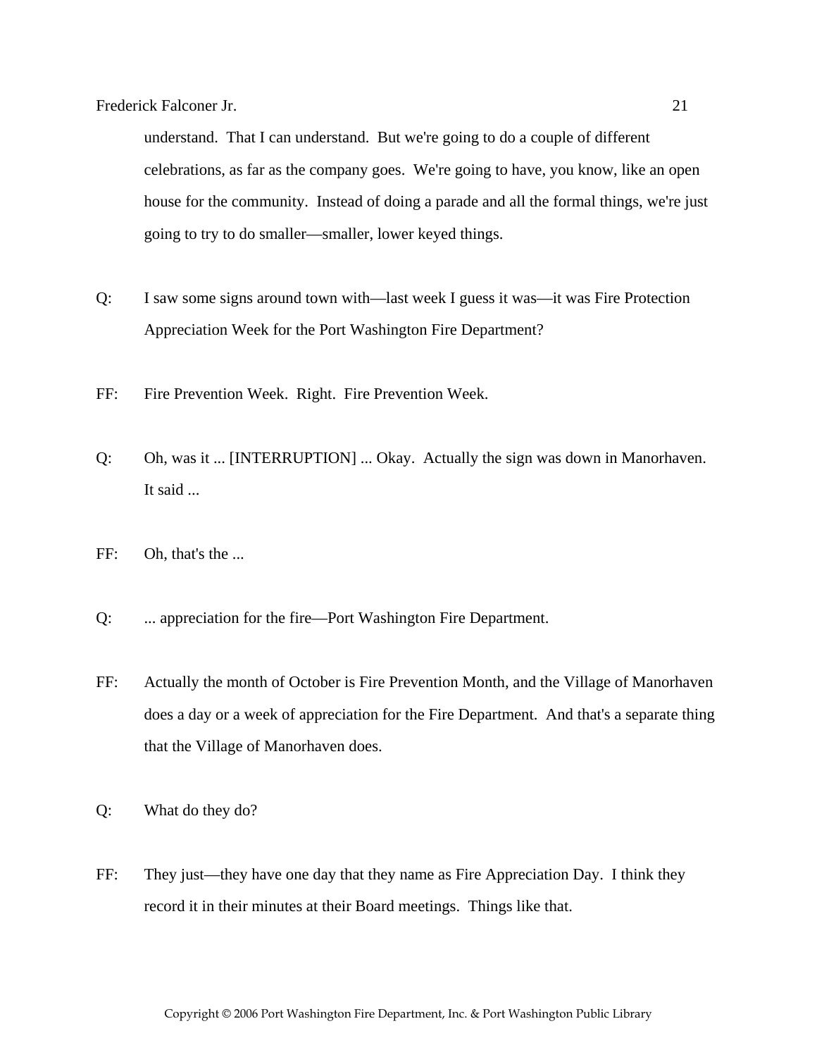understand. That I can understand. But we're going to do a couple of different celebrations, as far as the company goes. We're going to have, you know, like an open house for the community. Instead of doing a parade and all the formal things, we're just going to try to do smaller—smaller, lower keyed things.

Q: I saw some signs around town with—last week I guess it was—it was Fire Protection Appreciation Week for the Port Washington Fire Department?

FF: Fire Prevention Week. Right. Fire Prevention Week.

Q: Oh, was it ... [INTERRUPTION] ... Okay. Actually the sign was down in Manorhaven. It said ...

FF: Oh, that's the ...

Q: ... appreciation for the fire—Port Washington Fire Department.

FF: Actually the month of October is Fire Prevention Month, and the Village of Manorhaven does a day or a week of appreciation for the Fire Department. And that's a separate thing that the Village of Manorhaven does.

Q: What do they do?

FF: They just—they have one day that they name as Fire Appreciation Day. I think they record it in their minutes at their Board meetings. Things like that.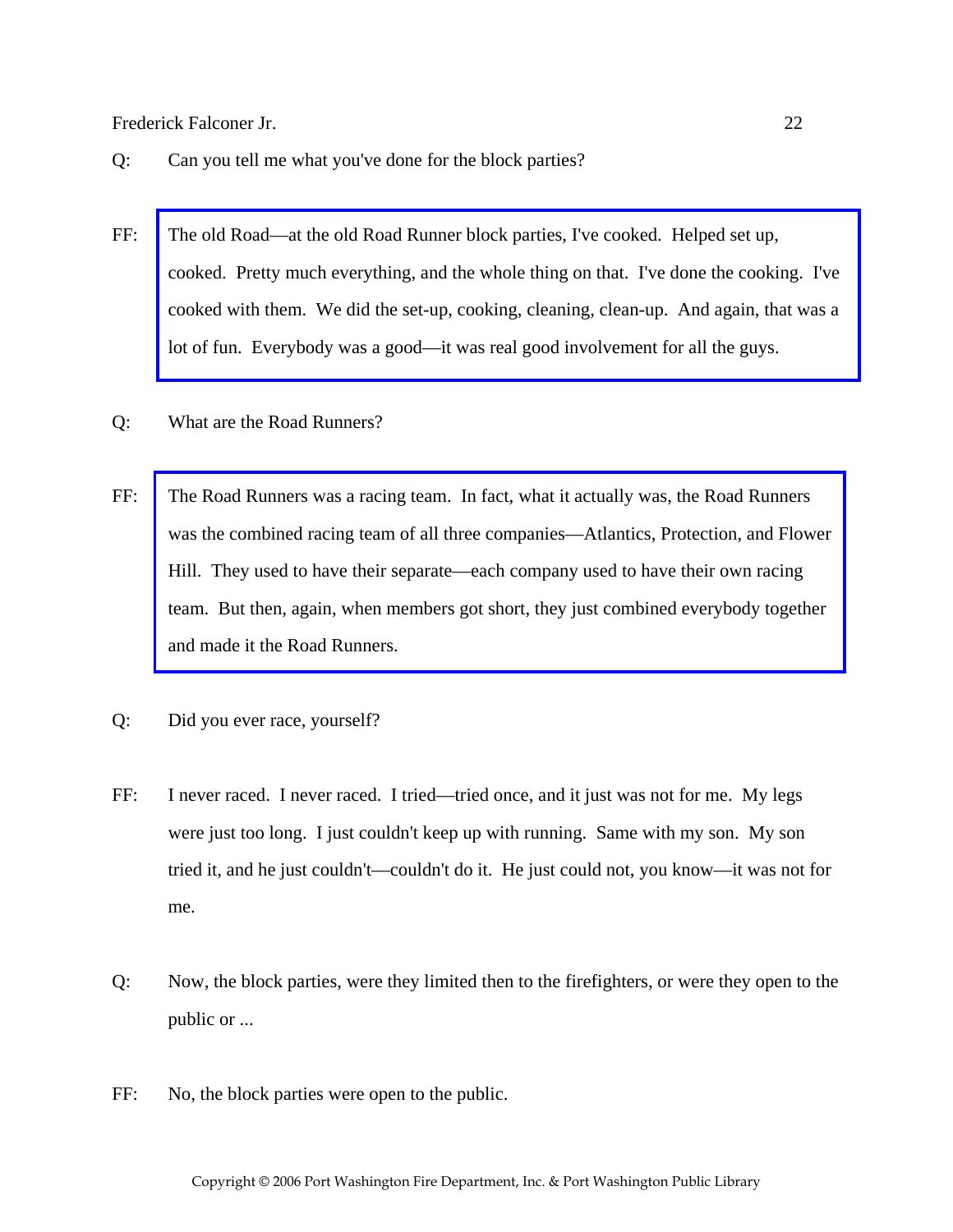Q: Can you tell me what you've done for the block parties?

FF: The old Road—at the old Road Runner block parties, I've cooked. Helped set up, cooked. Pretty much everything, and the whole thing on that. I've done the cooking. I've cooked with them. We did the set-up, cooking, cleaning, clean-up. And again, that was a lot of fun. Everybody was a good—it was real good involvement for all the guys.

Q: What are the Road Runners?

FF: The Road Runners was a racing team. In fact, what it actually was, the Road Runners was the combined racing team of all three companies—Atlantics, Protection, and Flower Hill. They used to have their separate—each company used to have their own racing team. But then, again, when members got short, they just combined everybody together and made it the Road Runners.

Q: Did you ever race, yourself?

FF: I never raced. I never raced. I tried—tried once, and it just was not for me. My legs were just too long. I just couldn't keep up with running. Same with my son. My son tried it, and he just couldn't—couldn't do it. He just could not, you know—it was not for me.

Q: Now, the block parties, were they limited then to the firefighters, or were they open to the public or ...

FF: No, the block parties were open to the public.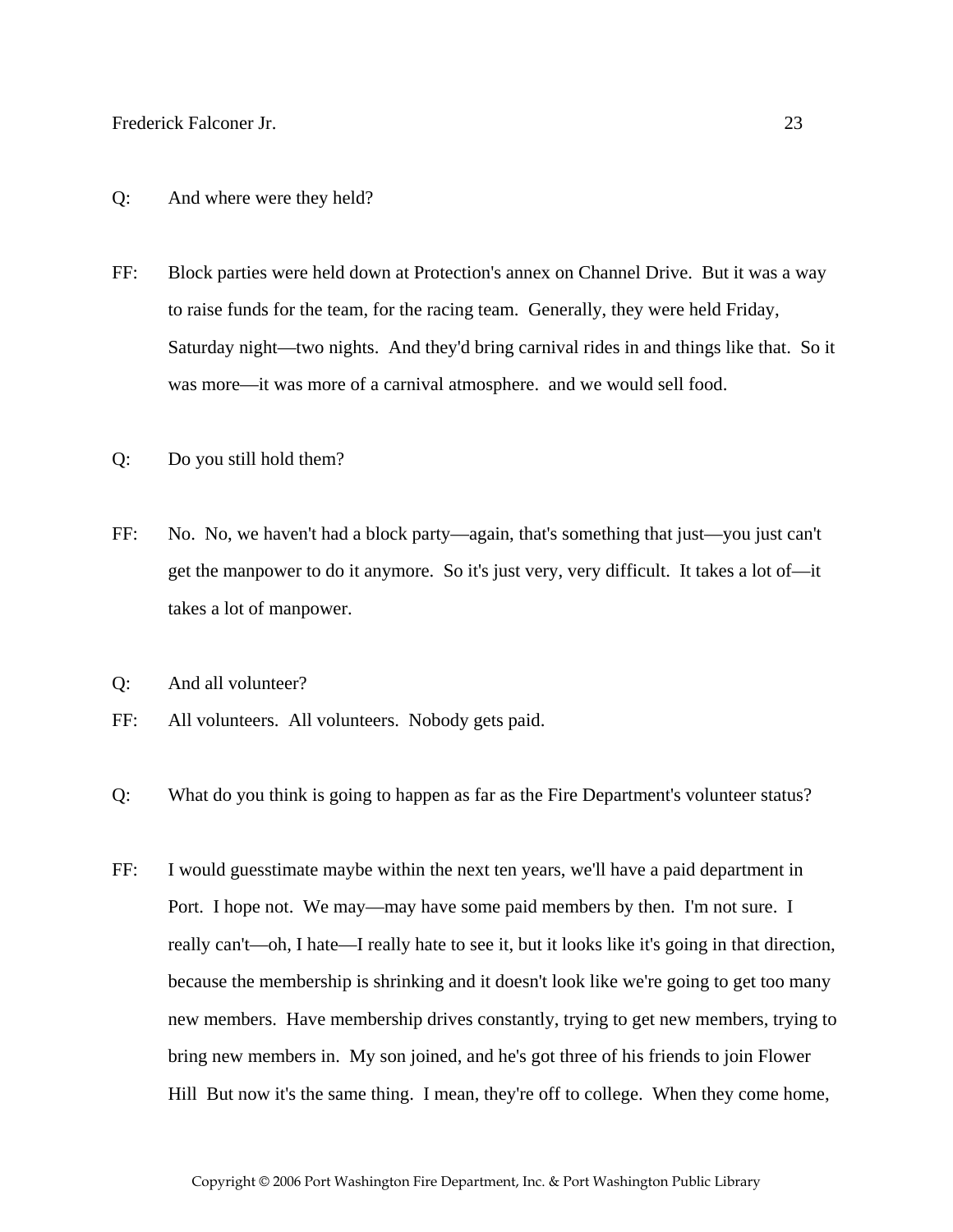Q: And where were they held?

FF: Block parties were held down at Protection's annex on Channel Drive. But it was a way to raise funds for the team, for the racing team. Generally, they were held Friday, Saturday night—two nights. And they'd bring carnival rides in and things like that. So it was more—it was more of a carnival atmosphere. and we would sell food.

Q: Do you still hold them?

FF: No. No, we haven't had a block party—again, that's something that just—you just can't get the manpower to do it anymore. So it's just very, very difficult. It takes a lot of—it takes a lot of manpower.

Q: And all volunteer?

FF: All volunteers. All volunteers. Nobody gets paid.

Q: What do you think is going to happen as far as the Fire Department's volunteer status?

FF: I would guesstimate maybe within the next ten years, we'll have a paid department in Port. I hope not. We may—may have some paid members by then. I'm not sure. I really can't—oh, I hate—I really hate to see it, but it looks like it's going in that direction, because the membership is shrinking and it doesn't look like we're going to get too many new members. Have membership drives constantly, trying to get new members, trying to bring new members in. My son joined, and he's got three of his friends to join Flower Hill But now it's the same thing. I mean, they're off to college. When they come home,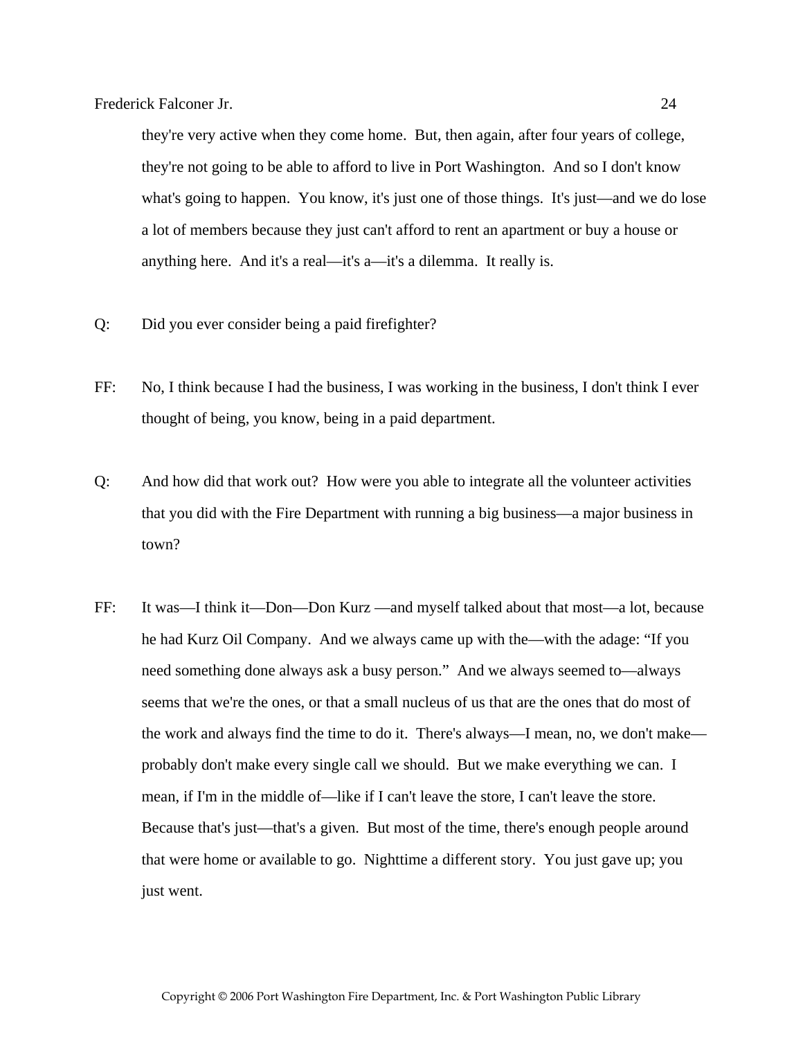they're very active when they come home. But, then again, after four years of college, they're not going to be able to afford to live in Port Washington. And so I don't know what's going to happen. You know, it's just one of those things. It's just—and we do lose a lot of members because they just can't afford to rent an apartment or buy a house or anything here. And it's a real—it's a—it's a dilemma. It really is.

Q: Did you ever consider being a paid firefighter?

FF: No, I think because I had the business, I was working in the business, I don't think I ever thought of being, you know, being in a paid department.

Q: And how did that work out? How were you able to integrate all the volunteer activities that you did with the Fire Department with running a big business—a major business in town?

FF: It was—I think it—Don—Don Kurz —and myself talked about that most—a lot, because he had Kurz Oil Company. And we always came up with the—with the adage: "If you need something done always ask a busy person." And we always seemed to—always seems that we're the ones, or that a small nucleus of us that are the ones that do most of the work and always find the time to do it. There's always—I mean, no, we don't make—probably don't make every single call we should. But we make everything we can. I mean, if I'm in the middle of—like if I can't leave the store, I can't leave the store. Because that's just—that's a given. But most of the time, there's enough people around that were home or available to go. Nighttime a different story. You just gave up; you just went.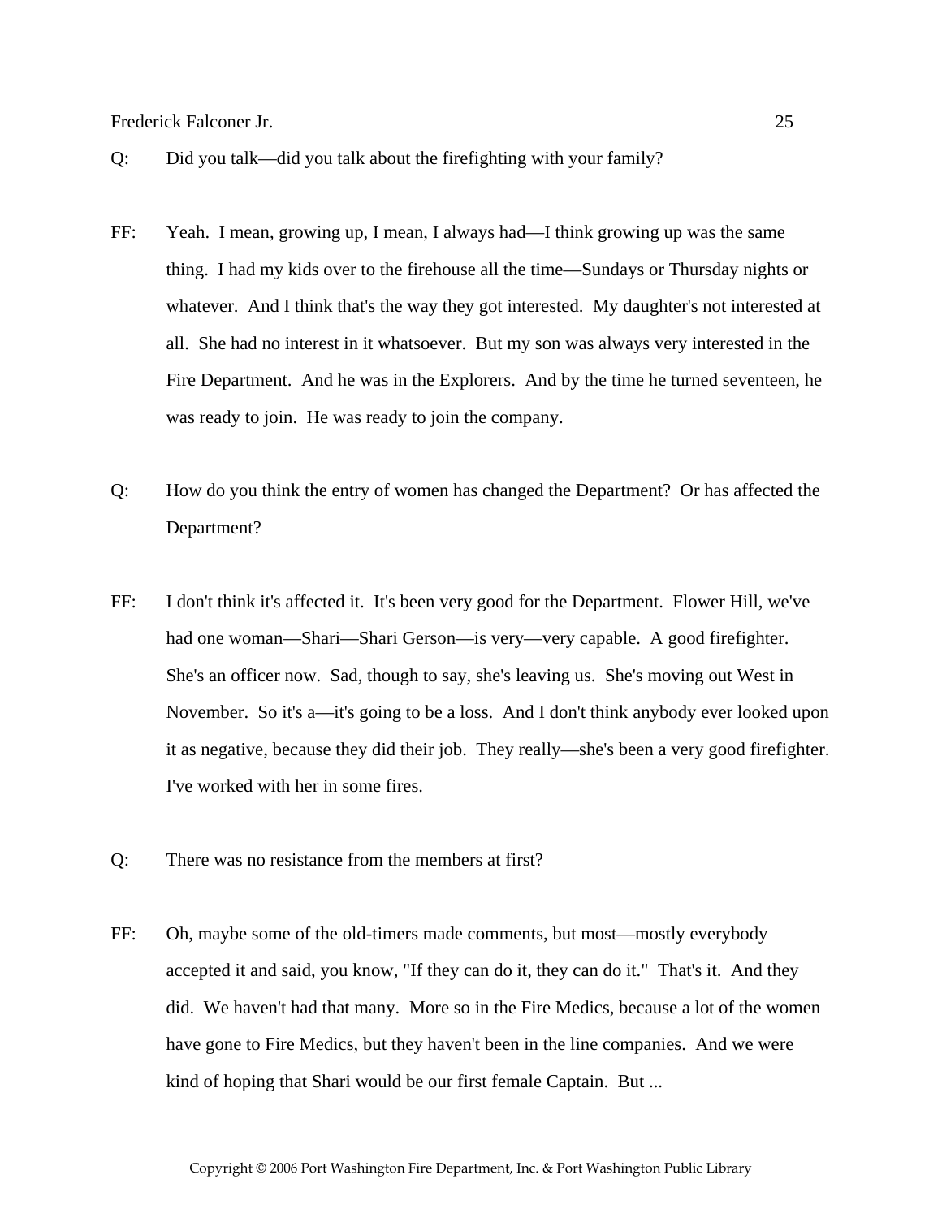Q: Did you talk—did you talk about the firefighting with your family?

FF: Yeah. I mean, growing up, I mean, I always had—I think growing up was the same thing. I had my kids over to the firehouse all the time—Sundays or Thursday nights or whatever. And I think that's the way they got interested. My daughter's not interested at all. She had no interest in it whatsoever. But my son was always very interested in the Fire Department. And he was in the Explorers. And by the time he turned seventeen, he was ready to join. He was ready to join the company.

Q: How do you think the entry of women has changed the Department? Or has affected the Department?

FF: I don't think it's affected it. It's been very good for the Department. Flower Hill, we've had one woman—Shari—Shari Gerson—is very—very capable. A good firefighter. She's an officer now. Sad, though to say, she's leaving us. She's moving out West in November. So it's a—it's going to be a loss. And I don't think anybody ever looked upon it as negative, because they did their job. They really—she's been a very good firefighter. I've worked with her in some fires.

Q: There was no resistance from the members at first?

FF: Oh, maybe some of the old-timers made comments, but most—mostly everybody accepted it and said, you know, "If they can do it, they can do it." That's it. And they did. We haven't had that many. More so in the Fire Medics, because a lot of the women have gone to Fire Medics, but they haven't been in the line companies. And we were kind of hoping that Shari would be our first female Captain. But ...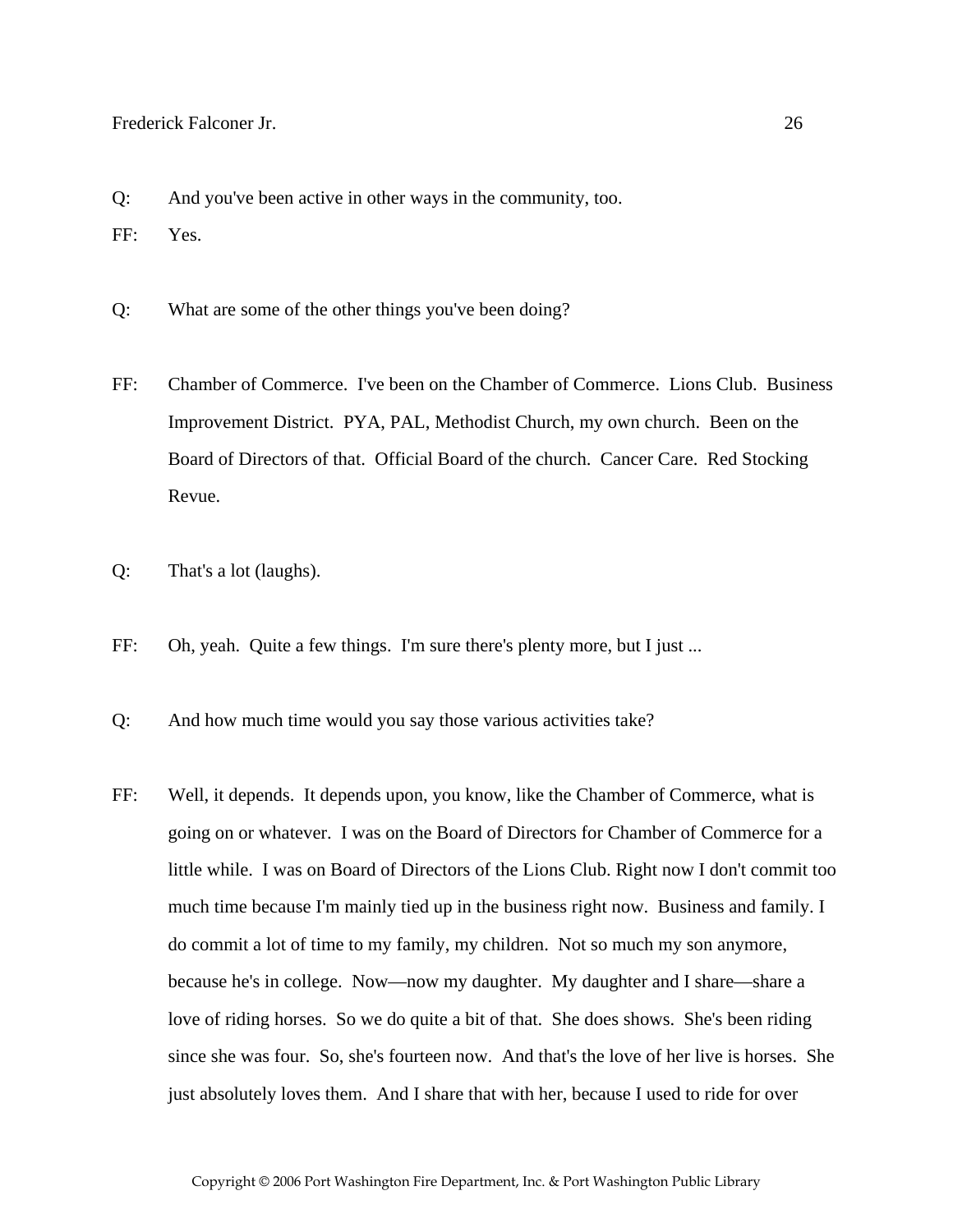Q: And you've been active in other ways in the community, too.

FF: Yes.

Q: What are some of the other things you've been doing?

FF: Chamber of Commerce. I've been on the Chamber of Commerce. Lions Club. Business Improvement District. PYA, PAL, Methodist Church, my own church. Been on the Board of Directors of that. Official Board of the church. Cancer Care. Red Stocking Revue.

Q: That's a lot (laughs).

FF: Oh, yeah. Quite a few things. I'm sure there's plenty more, but I just ...

Q: And how much time would you say those various activities take?

FF: Well, it depends. It depends upon, you know, like the Chamber of Commerce, what is going on or whatever. I was on the Board of Directors for Chamber of Commerce for a little while. I was on Board of Directors of the Lions Club. Right now I don't commit too much time because I'm mainly tied up in the business right now. Business and family. I do commit a lot of time to my family, my children. Not so much my son anymore, because he's in college. Now—now my daughter. My daughter and I share—share a love of riding horses. So we do quite a bit of that. She does shows. She's been riding since she was four. So, she's fourteen now. And that's the love of her live is horses. She just absolutely loves them. And I share that with her, because I used to ride for over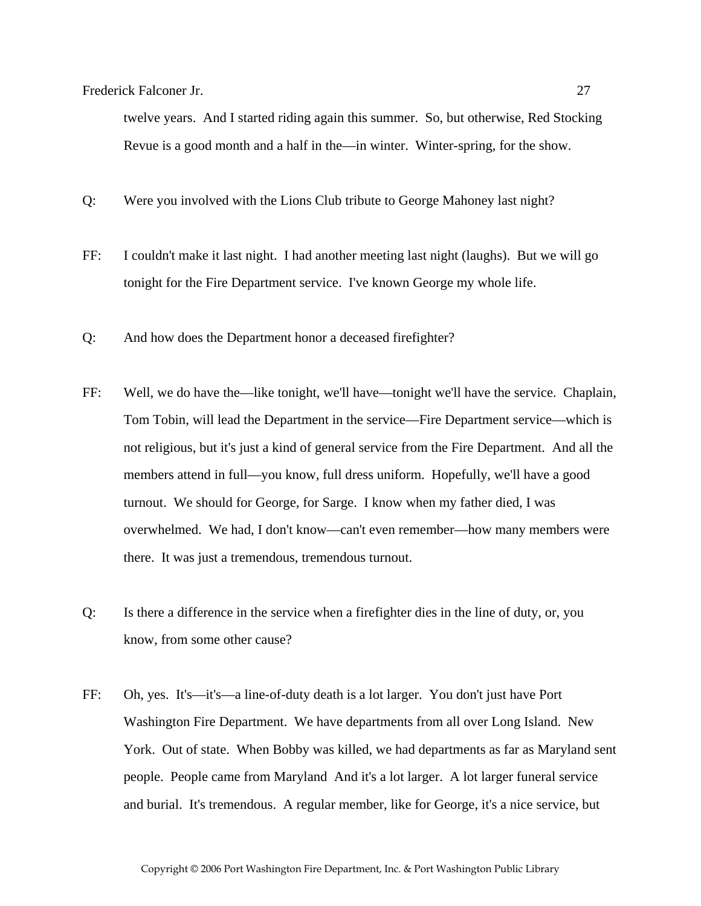twelve years. And I started riding again this summer. So, but otherwise, Red Stocking Revue is a good month and a half in the—in winter. Winter-spring, for the show.

Q: Were you involved with the Lions Club tribute to George Mahoney last night?

FF: I couldn't make it last night. I had another meeting last night (laughs). But we will go tonight for the Fire Department service. I've known George my whole life.

Q: And how does the Department honor a deceased firefighter?

FF: Well, we do have the—like tonight, we'll have—tonight we'll have the service. Chaplain, Tom Tobin, will lead the Department in the service—Fire Department service—which is not religious, but it's just a kind of general service from the Fire Department. And all the members attend in full—you know, full dress uniform. Hopefully, we'll have a good turnout. We should for George, for Sarge. I know when my father died, I was overwhelmed. We had, I don't know—can't even remember—how many members were there. It was just a tremendous, tremendous turnout.

Q: Is there a difference in the service when a firefighter dies in the line of duty, or, you know, from some other cause?

FF: Oh, yes. It's—it's—a line-of-duty death is a lot larger. You don't just have Port Washington Fire Department. We have departments from all over Long Island. New York. Out of state. When Bobby was killed, we had departments as far as Maryland sent people. People came from Maryland And it's a lot larger. A lot larger funeral service and burial. It's tremendous. A regular member, like for George, it's a nice service, but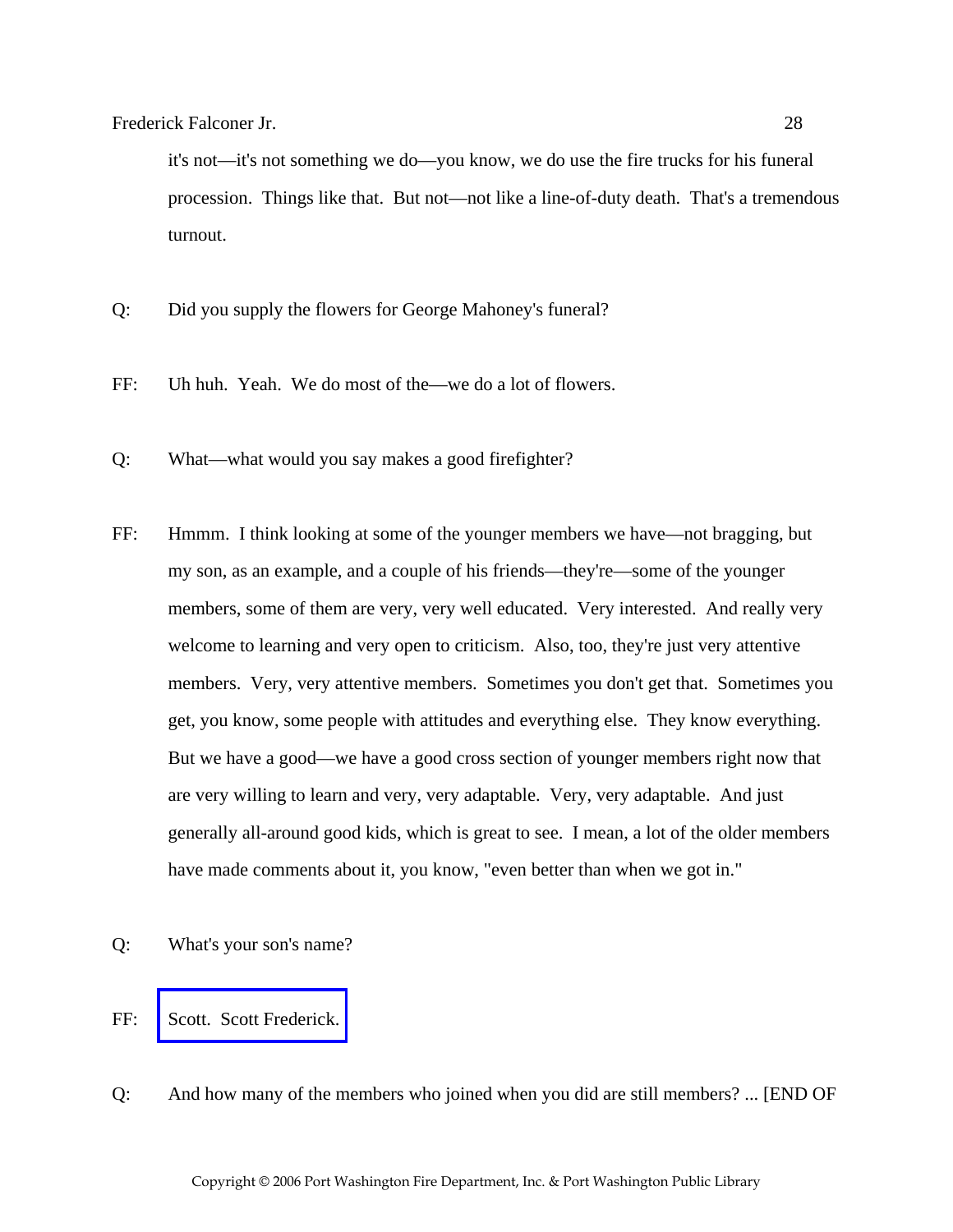it's not—it's not something we do—you know, we do use the fire trucks for his funeral procession. Things like that. But not—not like a line-of-duty death. That's a tremendous turnout.

Q: Did you supply the flowers for George Mahoney's funeral?

FF: Uh huh. Yeah. We do most of the—we do a lot of flowers.

Q: What—what would you say makes a good firefighter?

FF: Hmmm. I think looking at some of the younger members we have—not bragging, but my son, as an example, and a couple of his friends—they're—some of the younger members, some of them are very, very well educated. Very interested. And really very welcome to learning and very open to criticism. Also, too, they're just very attentive members. Very, very attentive members. Sometimes you don't get that. Sometimes you get, you know, some people with attitudes and everything else. They know everything. But we have a good—we have a good cross section of younger members right now that are very willing to learn and very, very adaptable. Very, very adaptable. And just generally all-around good kids, which is great to see. I mean, a lot of the older members have made comments about it, you know, "even better than when we got in."

Q: What's your son's name?

FF: Scott. Scott Frederick.

Q: And how many of the members who joined when you did are still members? ... [END OF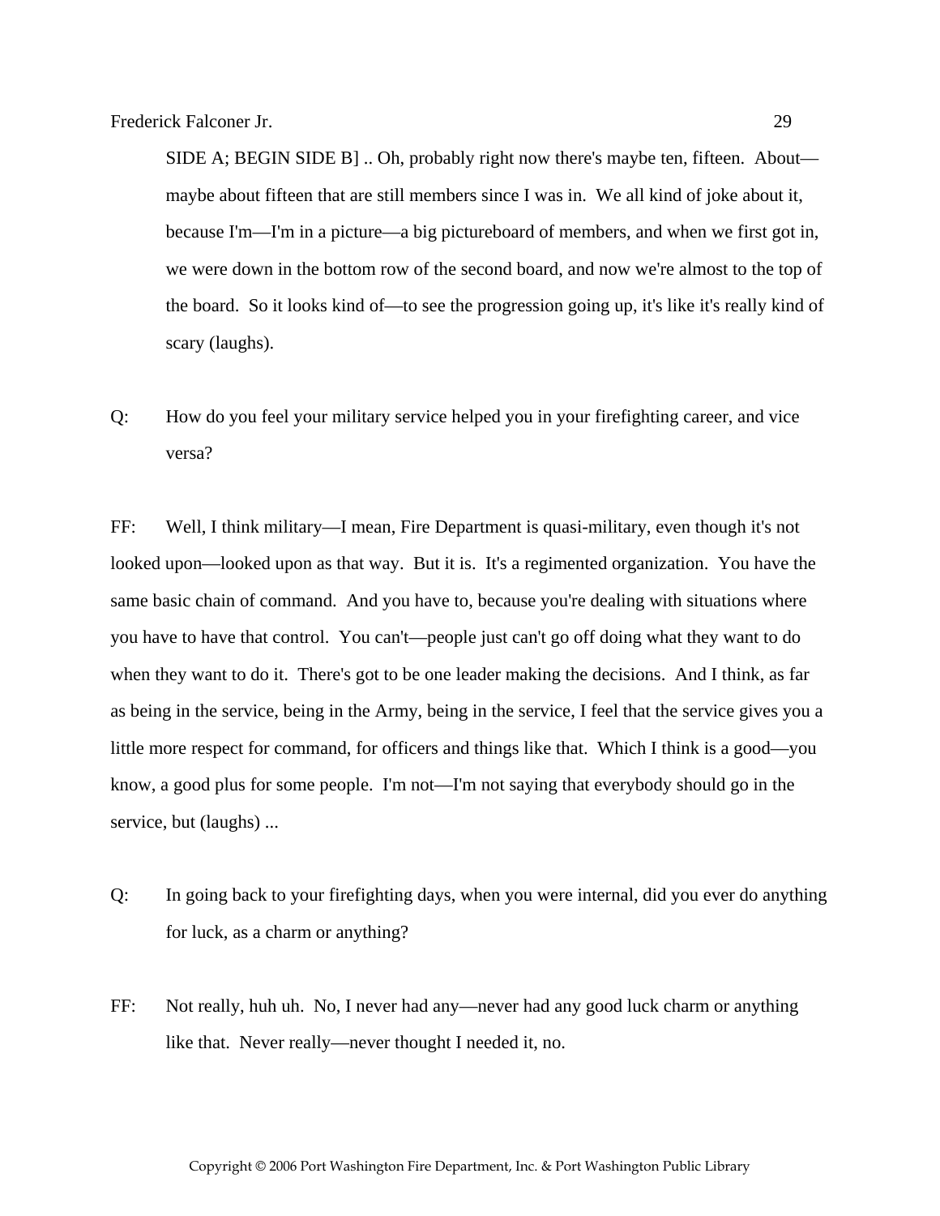SIDE A; BEGIN SIDE B] .. Oh, probably right now there's maybe ten, fifteen. About—maybe about fifteen that are still members since I was in. We all kind of joke about it, because I'm—I'm in a picture—a big pictureboard of members, and when we first got in, we were down in the bottom row of the second board, and now we're almost to the top of the board. So it looks kind of—to see the progression going up, it's like it's really kind of scary (laughs).

Q: How do you feel your military service helped you in your firefighting career, and vice versa?

FF: Well, I think military—I mean, Fire Department is quasi-military, even though it's not looked upon—looked upon as that way. But it is. It's a regimented organization. You have the same basic chain of command. And you have to, because you're dealing with situations where you have to have that control. You can't—people just can't go off doing what they want to do when they want to do it. There's got to be one leader making the decisions. And I think, as far as being in the service, being in the Army, being in the service, I feel that the service gives you a little more respect for command, for officers and things like that. Which I think is a good—you know, a good plus for some people. I'm not—I'm not saying that everybody should go in the service, but (laughs) ...

Q: In going back to your firefighting days, when you were internal, did you ever do anything for luck, as a charm or anything?

FF: Not really, huh uh. No, I never had any—never had any good luck charm or anything like that. Never really—never thought I needed it, no.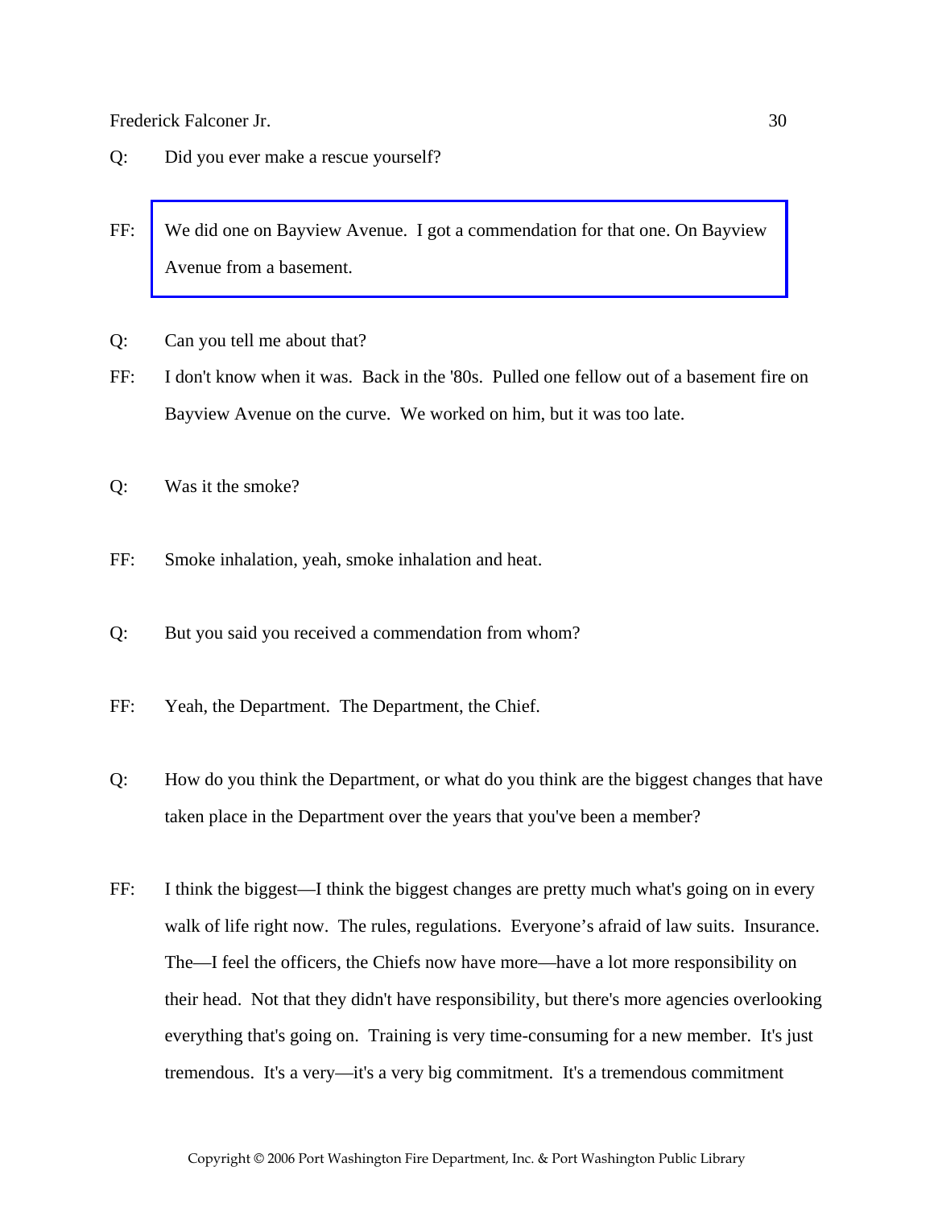Q: Did you ever make a rescue yourself?

FF: We did one on Bayview Avenue. I got a commendation for that one. On Bayview Avenue from a basement.

Q: Can you tell me about that?

FF: I don't know when it was. Back in the '80s. Pulled one fellow out of a basement fire on Bayview Avenue on the curve. We worked on him, but it was too late.

Q: Was it the smoke?

FF: Smoke inhalation, yeah, smoke inhalation and heat.

Q: But you said you received a commendation from whom?

FF: Yeah, the Department. The Department, the Chief.

Q: How do you think the Department, or what do you think are the biggest changes that have taken place in the Department over the years that you've been a member?

FF: I think the biggest—I think the biggest changes are pretty much what's going on in every walk of life right now. The rules, regulations. Everyone's afraid of law suits. Insurance. The—I feel the officers, the Chiefs now have more—have a lot more responsibility on their head. Not that they didn't have responsibility, but there's more agencies overlooking everything that's going on. Training is very time-consuming for a new member. It's just tremendous. It's a very—it's a very big commitment. It's a tremendous commitment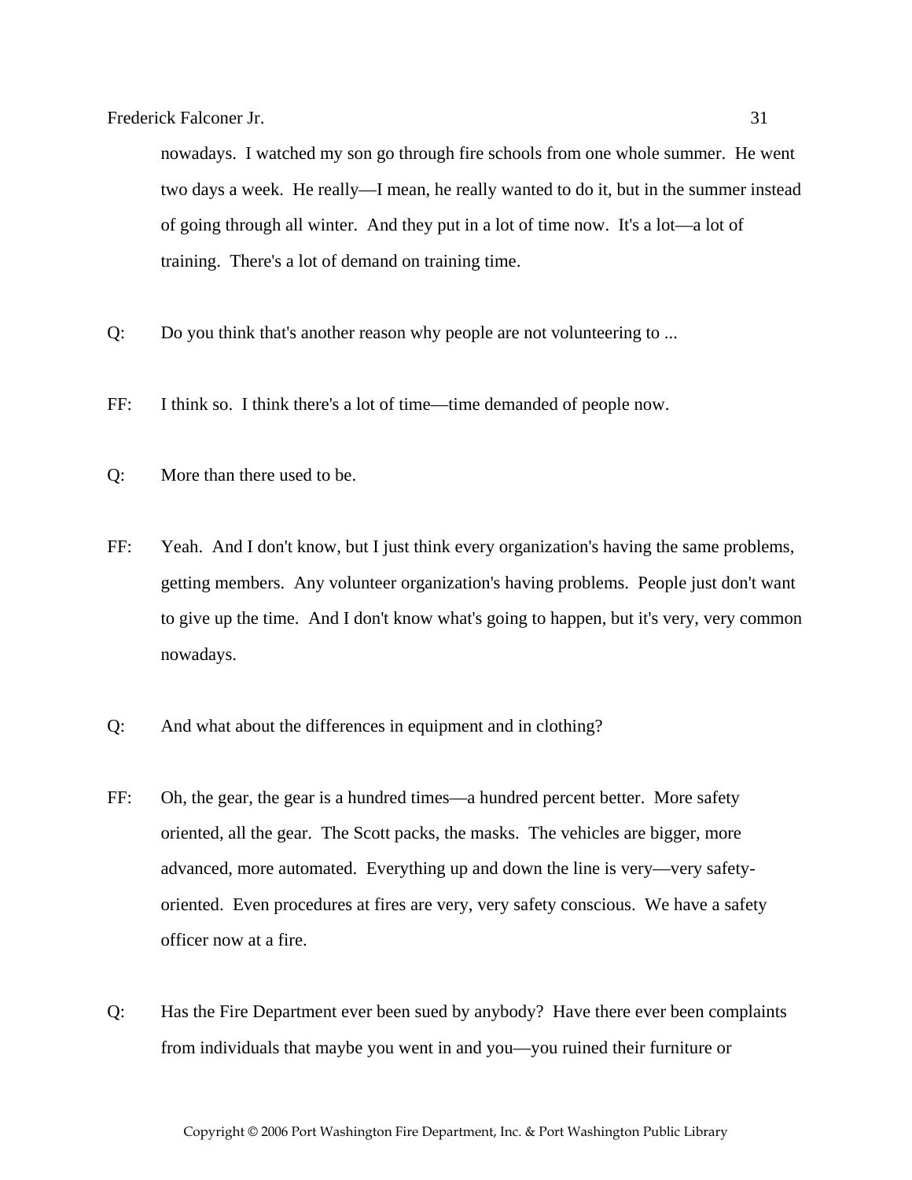nowadays. I watched my son go through fire schools from one whole summer. He went two days a week. He really—I mean, he really wanted to do it, but in the summer instead of going through all winter. And they put in a lot of time now. It's a lot—a lot of training. There's a lot of demand on training time.

Q: Do you think that's another reason why people are not volunteering to ...

FF: I think so. I think there's a lot of time—time demanded of people now.

Q: More than there used to be.

FF: Yeah. And I don't know, but I just think every organization's having the same problems, getting members. Any volunteer organization's having problems. People just don't want to give up the time. And I don't know what's going to happen, but it's very, very common nowadays.

Q: And what about the differences in equipment and in clothing?

FF: Oh, the gear, the gear is a hundred times—a hundred percent better. More safety oriented, all the gear. The Scott packs, the masks. The vehicles are bigger, more advanced, more automated. Everything up and down the line is very—very safety-oriented. Even procedures at fires are very, very safety conscious. We have a safety officer now at a fire.

Q: Has the Fire Department ever been sued by anybody? Have there ever been complaints from individuals that maybe you went in and you—you ruined their furniture or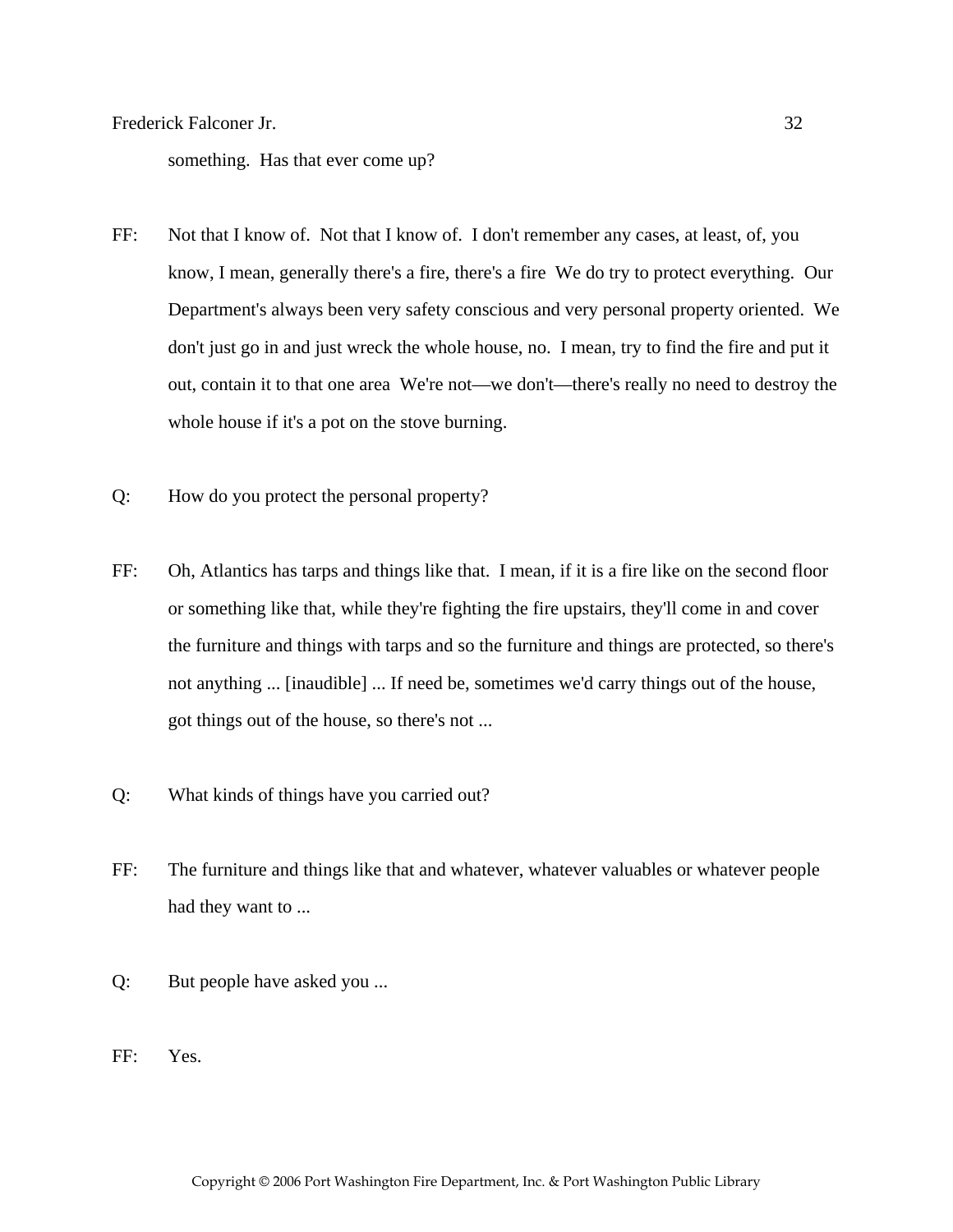something. Has that ever come up?

FF: Not that I know of. Not that I know of. I don't remember any cases, at least, of, you know, I mean, generally there's a fire, there's a fire We do try to protect everything. Our Department's always been very safety conscious and very personal property oriented. We don't just go in and just wreck the whole house, no. I mean, try to find the fire and put it out, contain it to that one area We're not—we don't—there's really no need to destroy the whole house if it's a pot on the stove burning.

Q: How do you protect the personal property?

FF: Oh, Atlantics has tarps and things like that. I mean, if it is a fire like on the second floor or something like that, while they're fighting the fire upstairs, they'll come in and cover the furniture and things with tarps and so the furniture and things are protected, so there's not anything ... [inaudible] ... If need be, sometimes we'd carry things out of the house, got things out of the house, so there's not ...

Q: What kinds of things have you carried out?

FF: The furniture and things like that and whatever, whatever valuables or whatever people had they want to ...

Q: But people have asked you ...

FF: Yes.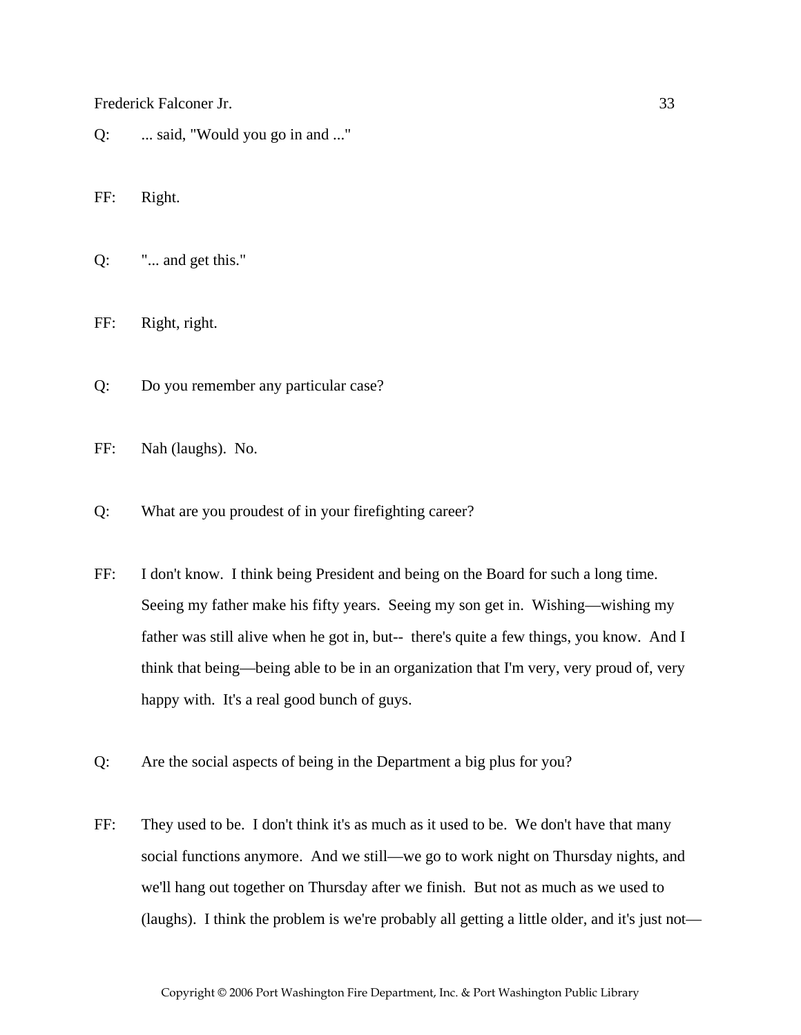Q: ... said, "Would you go in and ..."

FF: Right.

Q: "... and get this."

FF: Right, right.

Q: Do you remember any particular case?

FF: Nah (laughs). No.

Q: What are you proudest of in your firefighting career?

FF: I don't know. I think being President and being on the Board for such a long time. Seeing my father make his fifty years. Seeing my son get in. Wishing—wishing my father was still alive when he got in, but-- there's quite a few things, you know. And I think that being—being able to be in an organization that I'm very, very proud of, very happy with. It's a real good bunch of guys.

Q: Are the social aspects of being in the Department a big plus for you?

FF: They used to be. I don't think it's as much as it used to be. We don't have that many social functions anymore. And we still—we go to work night on Thursday nights, and we'll hang out together on Thursday after we finish. But not as much as we used to (laughs). I think the problem is we're probably all getting a little older, and it's just not—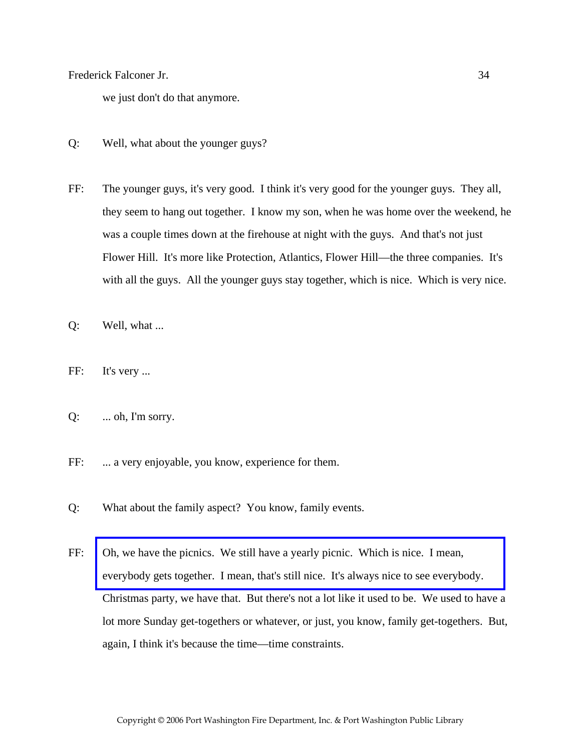we just don't do that anymore.

Q: Well, what about the younger guys?

FF: The younger guys, it's very good. I think it's very good for the younger guys. They all, they seem to hang out together. I know my son, when he was home over the weekend, he was a couple times down at the firehouse at night with the guys. And that's not just Flower Hill. It's more like Protection, Atlantics, Flower Hill—the three companies. It's with all the guys. All the younger guys stay together, which is nice. Which is very nice.

Q: Well, what ...

FF: It's very ...

Q: ... oh, I'm sorry.

FF: ... a very enjoyable, you know, experience for them.

Q: What about the family aspect? You know, family events.

FF: Oh, we have the picnics. We still have a yearly picnic. Which is nice. I mean, everybody gets together. I mean, that's still nice. It's always nice to see everybody. Christmas party, we have that. But there's not a lot like it used to be. We used to have a lot more Sunday get-togethers or whatever, or just, you know, family get-togethers. But, again, I think it's because the time—time constraints.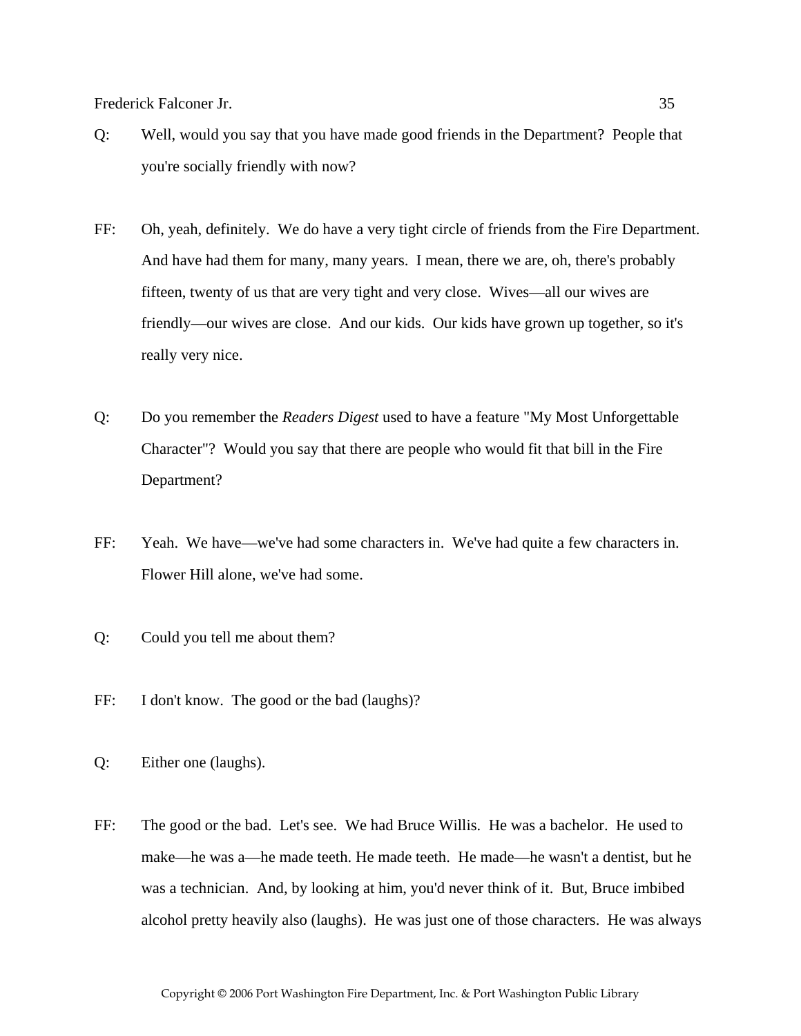Q: Well, would you say that you have made good friends in the Department? People that you're socially friendly with now?

FF: Oh, yeah, definitely. We do have a very tight circle of friends from the Fire Department. And have had them for many, many years. I mean, there we are, oh, there's probably fifteen, twenty of us that are very tight and very close. Wives—all our wives are friendly—our wives are close. And our kids. Our kids have grown up together, so it's really very nice.

Q: Do you remember the *Readers Digest* used to have a feature "My Most Unforgettable Character"? Would you say that there are people who would fit that bill in the Fire Department?

FF: Yeah. We have—we've had some characters in. We've had quite a few characters in. Flower Hill alone, we've had some.

Q: Could you tell me about them?

FF: I don't know. The good or the bad (laughs)?

Q: Either one (laughs).

FF: The good or the bad. Let's see. We had Bruce Willis. He was a bachelor. He used to make—he was a—he made teeth. He made teeth. He made—he wasn't a dentist, but he was a technician. And, by looking at him, you'd never think of it. But, Bruce imbibed alcohol pretty heavily also (laughs). He was just one of those characters. He was always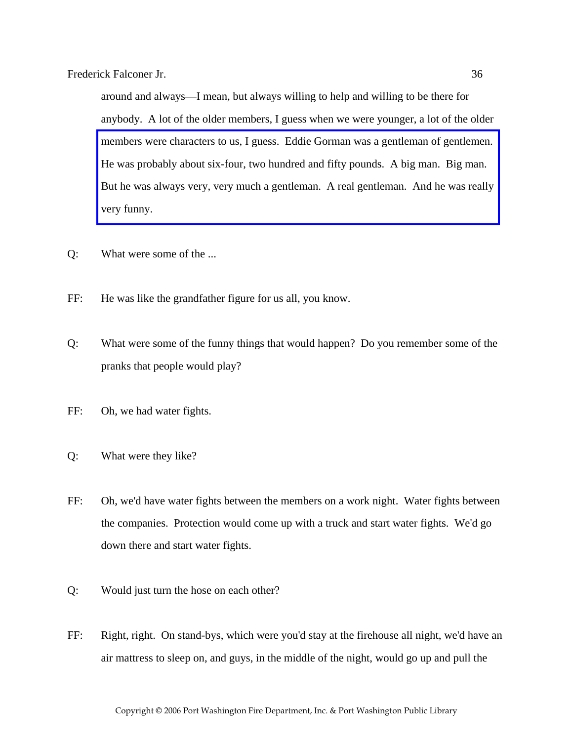around and always—I mean, but always willing to help and willing to be there for anybody. A lot of the older members, I guess when we were younger, a lot of the older members were characters to us, I guess. Eddie Gorman was a gentleman of gentlemen. He was probably about six-four, two hundred and fifty pounds. A big man. Big man. But he was always very, very much a gentleman. A real gentleman. And he was really very funny.

Q: What were some of the ...

FF: He was like the grandfather figure for us all, you know.

Q: What were some of the funny things that would happen? Do you remember some of the pranks that people would play?

FF: Oh, we had water fights.

Q: What were they like?

FF: Oh, we'd have water fights between the members on a work night. Water fights between the companies. Protection would come up with a truck and start water fights. We'd go down there and start water fights.

Q: Would just turn the hose on each other?

FF: Right, right. On stand-bys, which were you'd stay at the firehouse all night, we'd have an air mattress to sleep on, and guys, in the middle of the night, would go up and pull the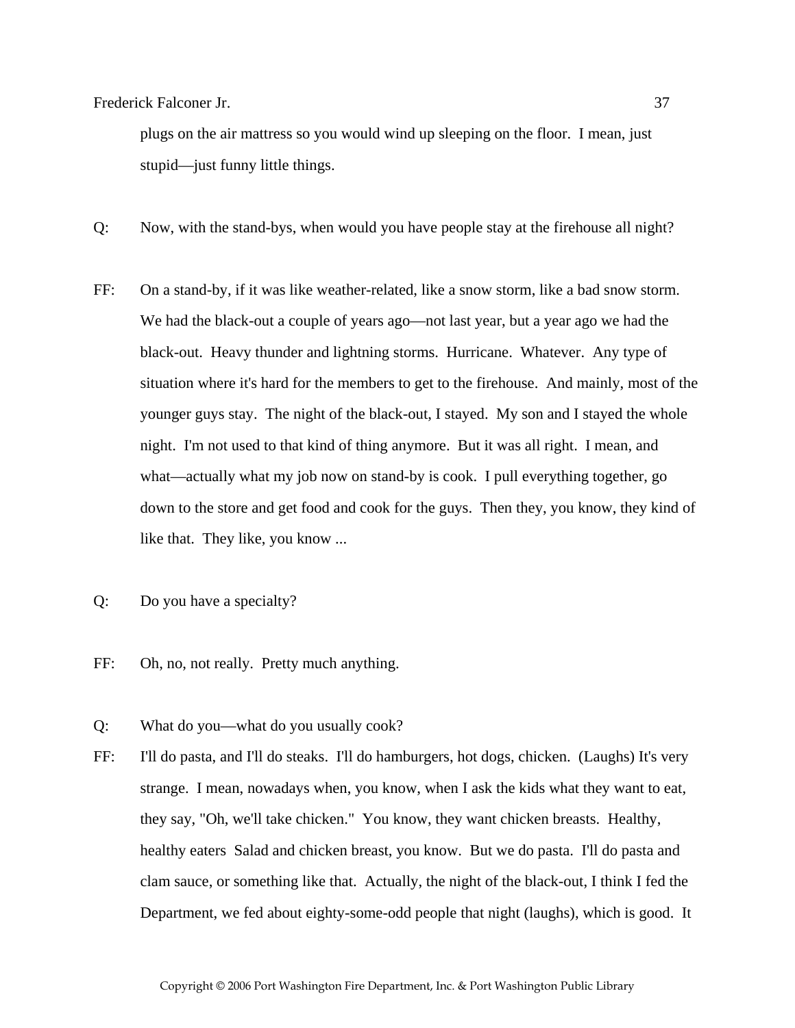plugs on the air mattress so you would wind up sleeping on the floor. I mean, just stupid—just funny little things.

Q: Now, with the stand-bys, when would you have people stay at the firehouse all night?

FF: On a stand-by, if it was like weather-related, like a snow storm, like a bad snow storm. We had the black-out a couple of years ago—not last year, but a year ago we had the black-out. Heavy thunder and lightning storms. Hurricane. Whatever. Any type of situation where it's hard for the members to get to the firehouse. And mainly, most of the younger guys stay. The night of the black-out, I stayed. My son and I stayed the whole night. I'm not used to that kind of thing anymore. But it was all right. I mean, and what—actually what my job now on stand-by is cook. I pull everything together, go down to the store and get food and cook for the guys. Then they, you know, they kind of like that. They like, you know ...

Q: Do you have a specialty?

FF: Oh, no, not really. Pretty much anything.

Q: What do you—what do you usually cook?

FF: I'll do pasta, and I'll do steaks. I'll do hamburgers, hot dogs, chicken. (Laughs) It's very strange. I mean, nowadays when, you know, when I ask the kids what they want to eat, they say, "Oh, we'll take chicken." You know, they want chicken breasts. Healthy, healthy eaters Salad and chicken breast, you know. But we do pasta. I'll do pasta and clam sauce, or something like that. Actually, the night of the black-out, I think I fed the Department, we fed about eighty-some-odd people that night (laughs), which is good. It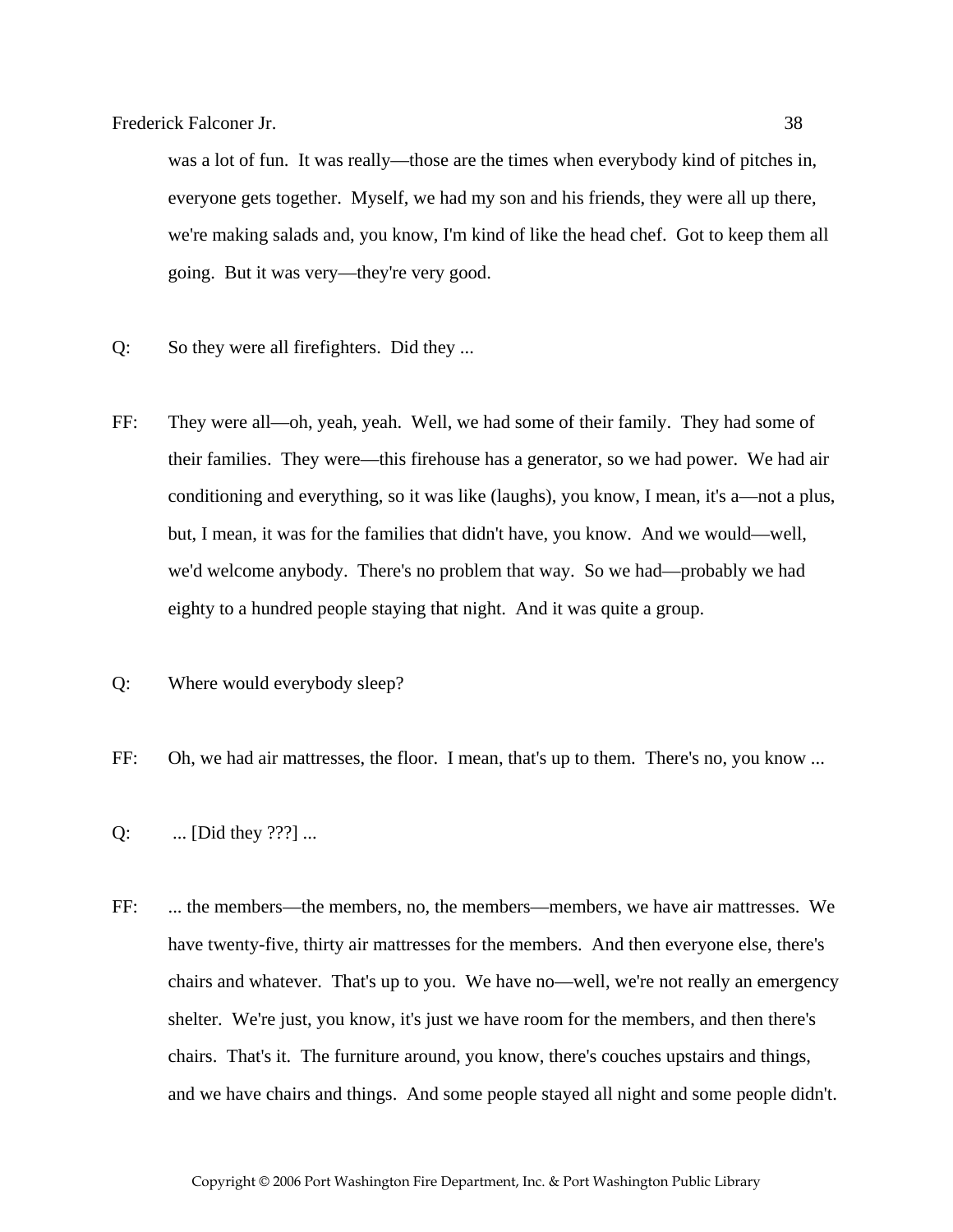was a lot of fun. It was really—those are the times when everybody kind of pitches in, everyone gets together. Myself, we had my son and his friends, they were all up there, we're making salads and, you know, I'm kind of like the head chef. Got to keep them all going. But it was very—they're very good.

Q: So they were all firefighters. Did they ...

FF: They were all—oh, yeah, yeah. Well, we had some of their family. They had some of their families. They were—this firehouse has a generator, so we had power. We had air conditioning and everything, so it was like (laughs), you know, I mean, it's a—not a plus, but, I mean, it was for the families that didn't have, you know. And we would—well, we'd welcome anybody. There's no problem that way. So we had—probably we had eighty to a hundred people staying that night. And it was quite a group.

Q: Where would everybody sleep?

FF: Oh, we had air mattresses, the floor. I mean, that's up to them. There's no, you know ...

Q: ... [Did they ???] ...

FF: ... the members—the members, no, the members—members, we have air mattresses. We have twenty-five, thirty air mattresses for the members. And then everyone else, there's chairs and whatever. That's up to you. We have no—well, we're not really an emergency shelter. We're just, you know, it's just we have room for the members, and then there's chairs. That's it. The furniture around, you know, there's couches upstairs and things, and we have chairs and things. And some people stayed all night and some people didn't.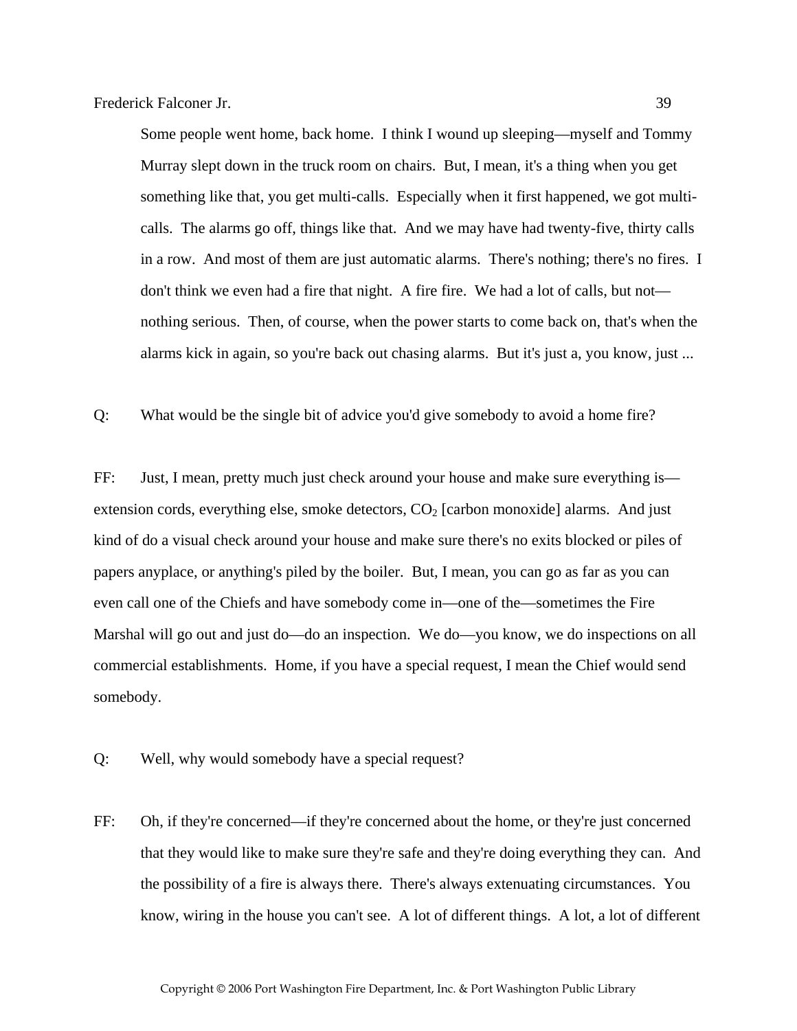Some people went home, back home. I think I wound up sleeping—myself and Tommy Murray slept down in the truck room on chairs. But, I mean, it's a thing when you get something like that, you get multi-calls. Especially when it first happened, we got multi-calls. The alarms go off, things like that. And we may have had twenty-five, thirty calls in a row. And most of them are just automatic alarms. There's nothing; there's no fires. I don't think we even had a fire that night. A fire fire. We had a lot of calls, but not—nothing serious. Then, of course, when the power starts to come back on, that's when the alarms kick in again, so you're back out chasing alarms. But it's just a, you know, just ...

Q: What would be the single bit of advice you'd give somebody to avoid a home fire?

FF: Just, I mean, pretty much just check around your house and make sure everything is—extension cords, everything else, smoke detectors, $CO_2$ [carbon monoxide] alarms. And just kind of do a visual check around your house and make sure there's no exits blocked or piles of papers anyplace, or anything's piled by the boiler. But, I mean, you can go as far as you can even call one of the Chiefs and have somebody come in—one of the—sometimes the Fire Marshal will go out and just do—do an inspection. We do—you know, we do inspections on all commercial establishments. Home, if you have a special request, I mean the Chief would send somebody.

Q: Well, why would somebody have a special request?

FF: Oh, if they're concerned—if they're concerned about the home, or they're just concerned that they would like to make sure they're safe and they're doing everything they can. And the possibility of a fire is always there. There's always extenuating circumstances. You know, wiring in the house you can't see. A lot of different things. A lot, a lot of different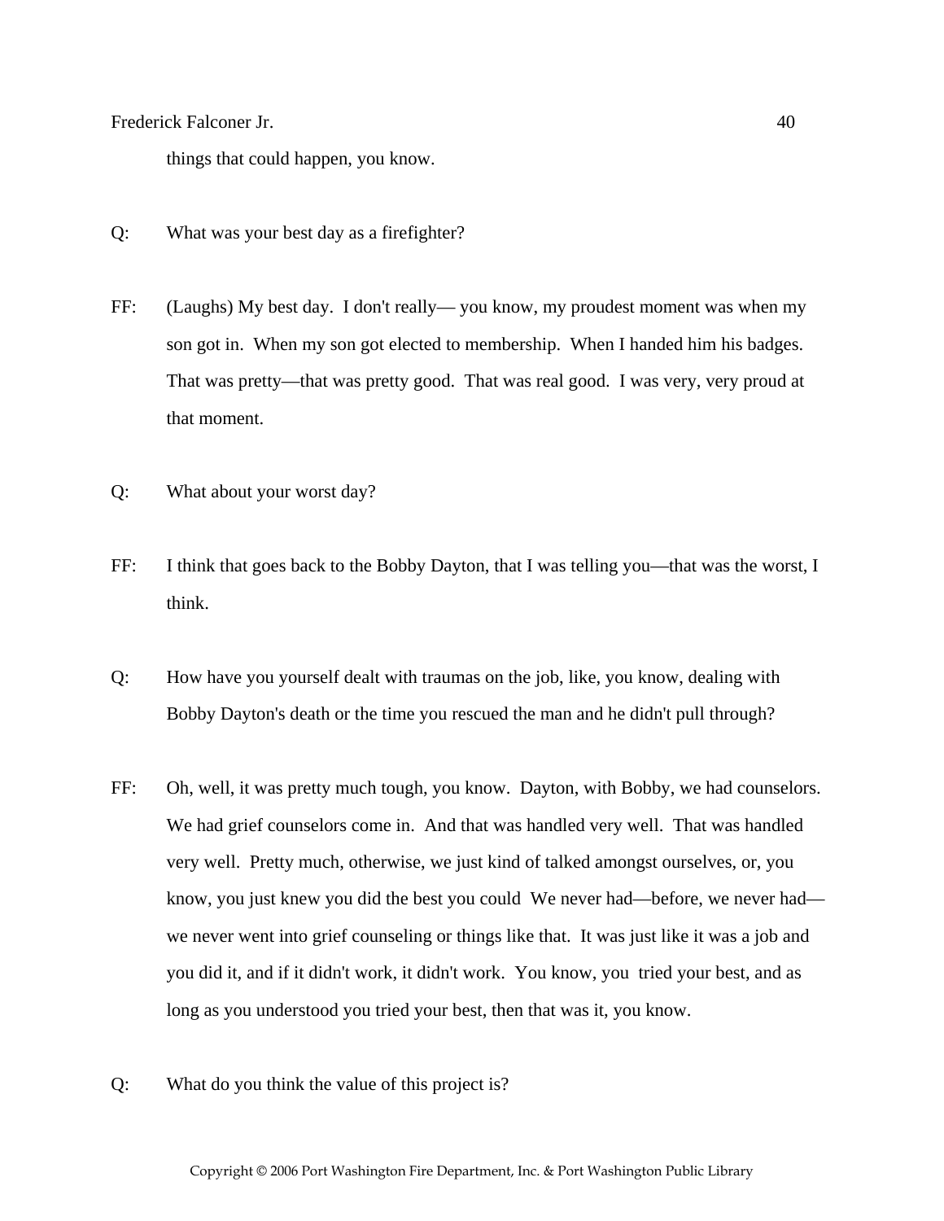things that could happen, you know.

Q: What was your best day as a firefighter?

FF: (Laughs) My best day. I don't really— you know, my proudest moment was when my son got in. When my son got elected to membership. When I handed him his badges. That was pretty—that was pretty good. That was real good. I was very, very proud at that moment.

Q: What about your worst day?

FF: I think that goes back to the Bobby Dayton, that I was telling you—that was the worst, I think.

Q: How have you yourself dealt with traumas on the job, like, you know, dealing with Bobby Dayton's death or the time you rescued the man and he didn't pull through?

FF: Oh, well, it was pretty much tough, you know. Dayton, with Bobby, we had counselors. We had grief counselors come in. And that was handled very well. That was handled very well. Pretty much, otherwise, we just kind of talked amongst ourselves, or, you know, you just knew you did the best you could We never had—before, we never had—we never went into grief counseling or things like that. It was just like it was a job and you did it, and if it didn't work, it didn't work. You know, you tried your best, and as long as you understood you tried your best, then that was it, you know.

Q: What do you think the value of this project is?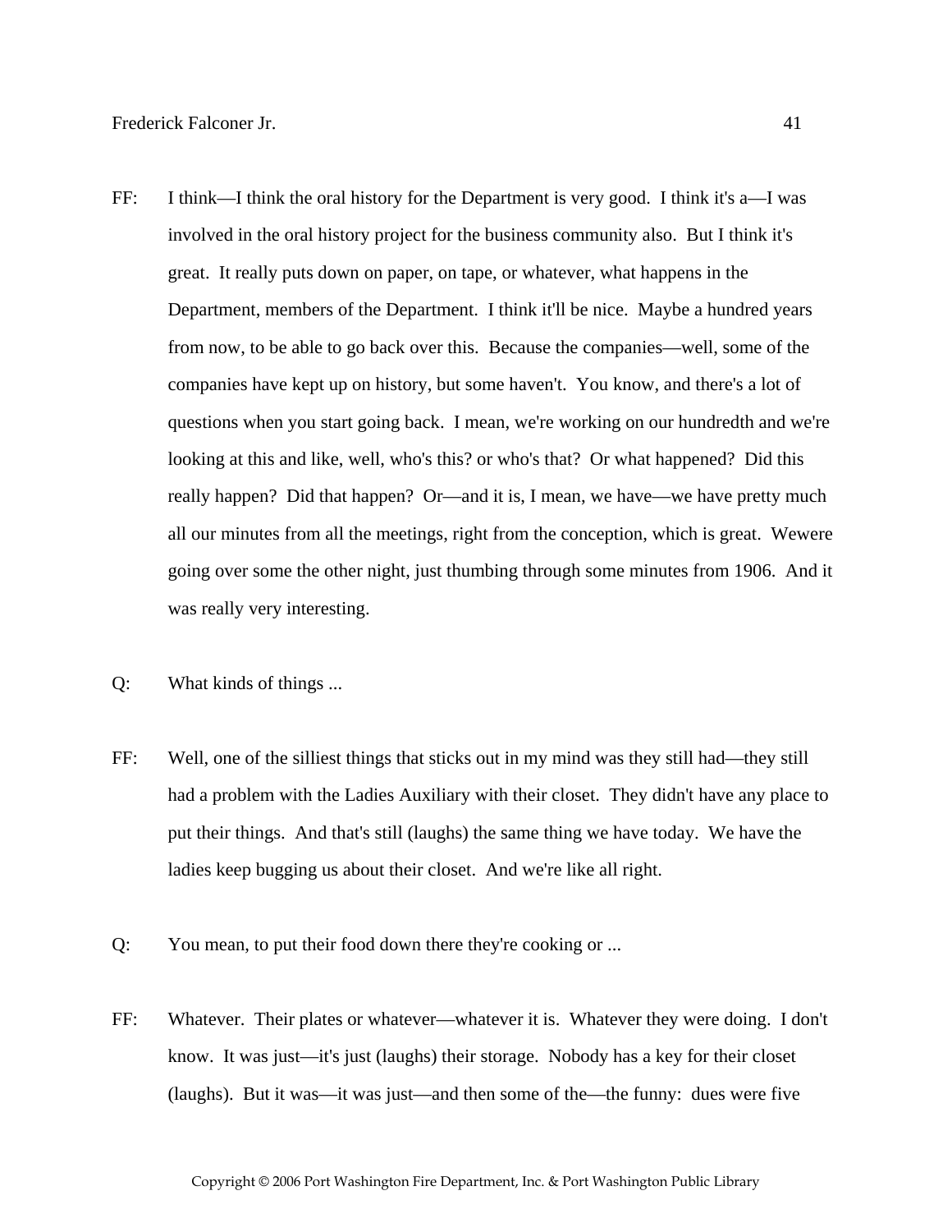FF: I think—I think the oral history for the Department is very good. I think it's a—I was involved in the oral history project for the business community also. But I think it's great. It really puts down on paper, on tape, or whatever, what happens in the Department, members of the Department. I think it'll be nice. Maybe a hundred years from now, to be able to go back over this. Because the companies—well, some of the companies have kept up on history, but some haven't. You know, and there's a lot of questions when you start going back. I mean, we're working on our hundredth and we're looking at this and like, well, who's this? or who's that? Or what happened? Did this really happen? Did that happen? Or—and it is, I mean, we have—we have pretty much all our minutes from all the meetings, right from the conception, which is great. Wewere going over some the other night, just thumbing through some minutes from 1906. And it was really very interesting.

Q: What kinds of things ...

FF: Well, one of the silliest things that sticks out in my mind was they still had—they still had a problem with the Ladies Auxiliary with their closet. They didn't have any place to put their things. And that's still (laughs) the same thing we have today. We have the ladies keep bugging us about their closet. And we're like all right.

Q: You mean, to put their food down there they're cooking or ...

FF: Whatever. Their plates or whatever—whatever it is. Whatever they were doing. I don't know. It was just—it's just (laughs) their storage. Nobody has a key for their closet (laughs). But it was—it was just—and then some of the—the funny: dues were five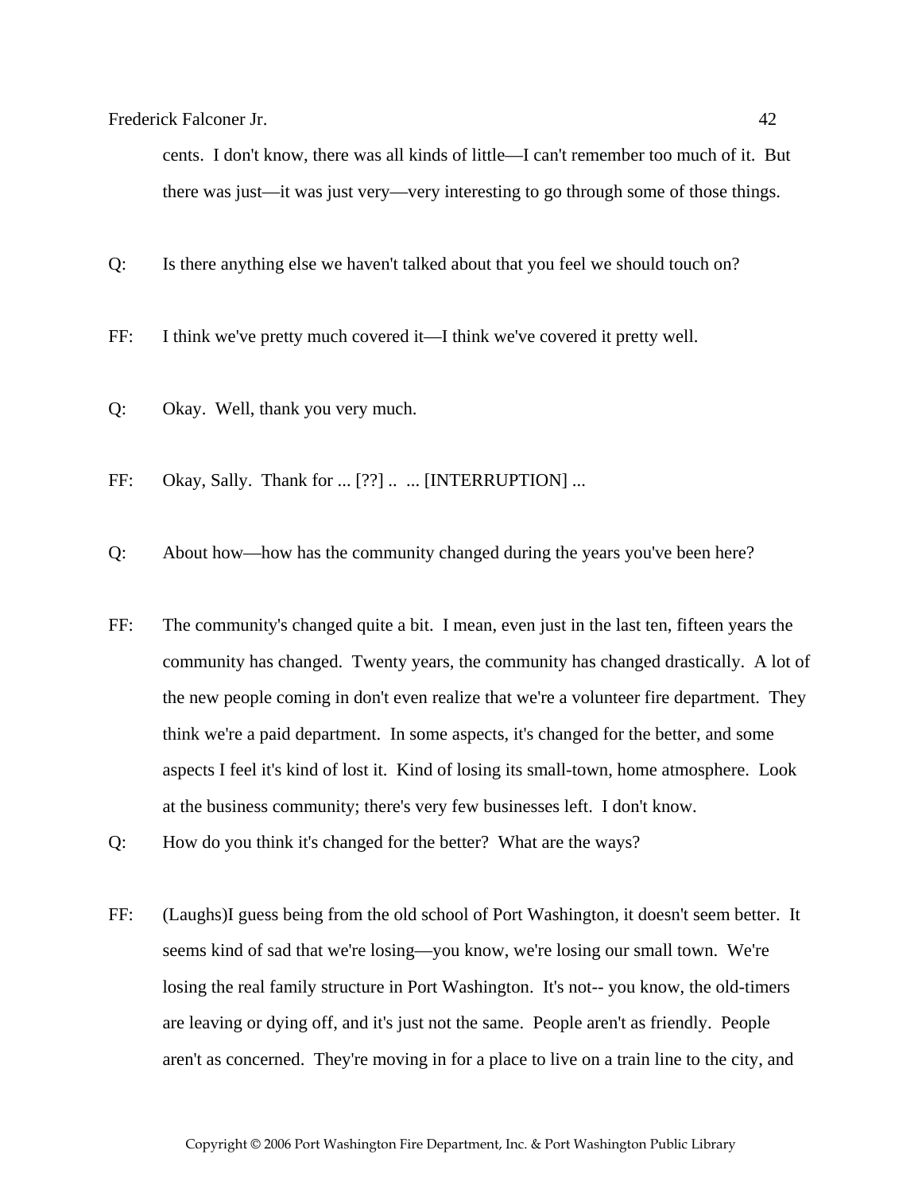cents. I don't know, there was all kinds of little—I can't remember too much of it. But there was just—it was just very—very interesting to go through some of those things.

Q: Is there anything else we haven't talked about that you feel we should touch on?

FF: I think we've pretty much covered it—I think we've covered it pretty well.

Q: Okay. Well, thank you very much.

FF: Okay, Sally. Thank for ... [??] .. ... [INTERRUPTION] ...

Q: About how—how has the community changed during the years you've been here?

FF: The community's changed quite a bit. I mean, even just in the last ten, fifteen years the community has changed. Twenty years, the community has changed drastically. A lot of the new people coming in don't even realize that we're a volunteer fire department. They think we're a paid department. In some aspects, it's changed for the better, and some aspects I feel it's kind of lost it. Kind of losing its small-town, home atmosphere. Look at the business community; there's very few businesses left. I don't know.

Q: How do you think it's changed for the better? What are the ways?

FF: (Laughs)I guess being from the old school of Port Washington, it doesn't seem better. It seems kind of sad that we're losing—you know, we're losing our small town. We're losing the real family structure in Port Washington. It's not-- you know, the old-timers are leaving or dying off, and it's just not the same. People aren't as friendly. People aren't as concerned. They're moving in for a place to live on a train line to the city, and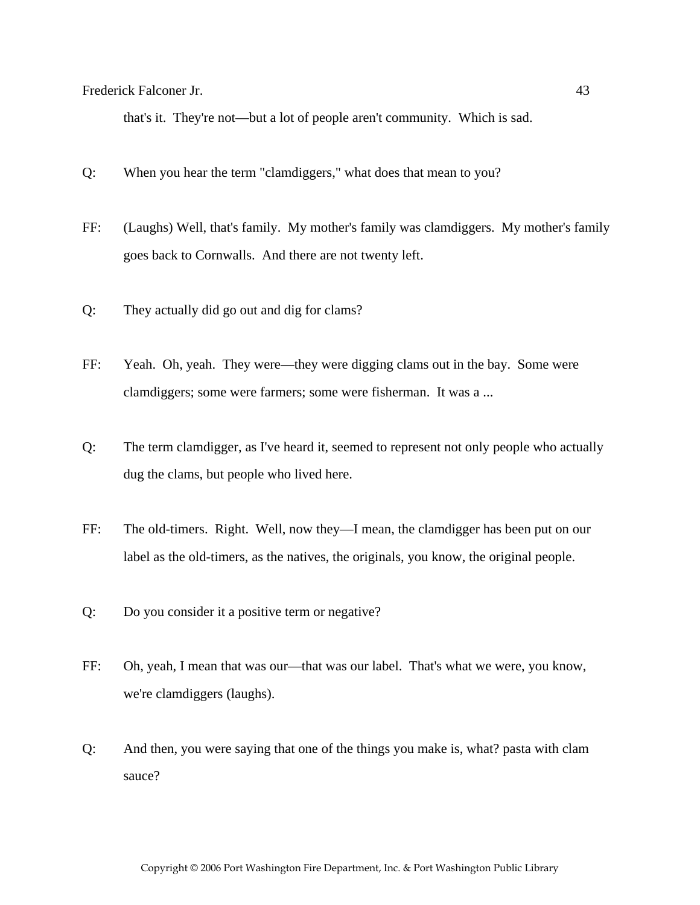that's it. They're not—but a lot of people aren't community. Which is sad.

Q: When you hear the term "clamdiggers," what does that mean to you?

FF: (Laughs) Well, that's family. My mother's family was clamdiggers. My mother's family goes back to Cornwalls. And there are not twenty left.

Q: They actually did go out and dig for clams?

FF: Yeah. Oh, yeah. They were—they were digging clams out in the bay. Some were clamdiggers; some were farmers; some were fisherman. It was a ...

Q: The term clamdigger, as I've heard it, seemed to represent not only people who actually dug the clams, but people who lived here.

FF: The old-timers. Right. Well, now they—I mean, the clamdigger has been put on our label as the old-timers, as the natives, the originals, you know, the original people.

Q: Do you consider it a positive term or negative?

FF: Oh, yeah, I mean that was our—that was our label. That's what we were, you know, we're clamdiggers (laughs).

Q: And then, you were saying that one of the things you make is, what? pasta with clam sauce?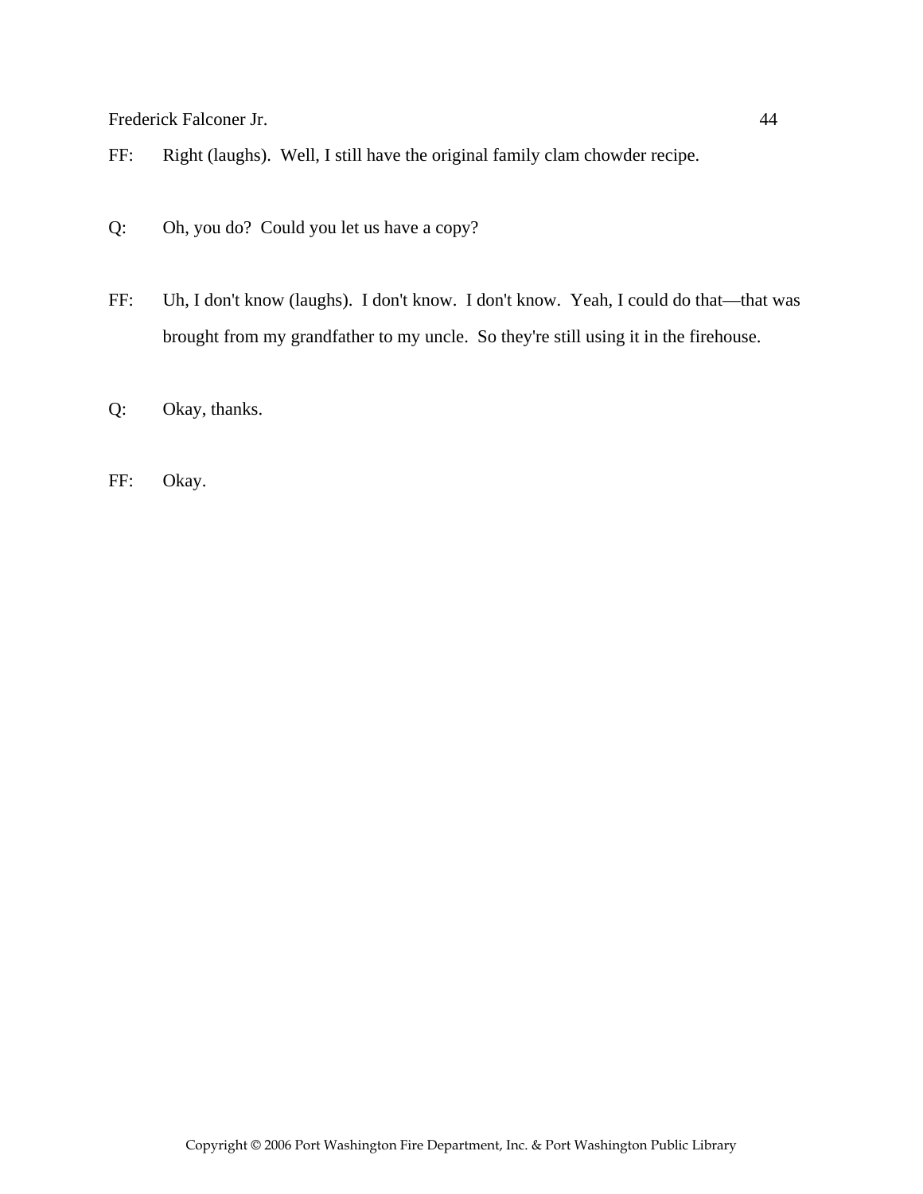FF: Right (laughs). Well, I still have the original family clam chowder recipe.

Q: Oh, you do? Could you let us have a copy?

FF: Uh, I don't know (laughs). I don't know. I don't know. Yeah, I could do that—that was brought from my grandfather to my uncle. So they're still using it in the firehouse.

Q: Okay, thanks.

FF: Okay.